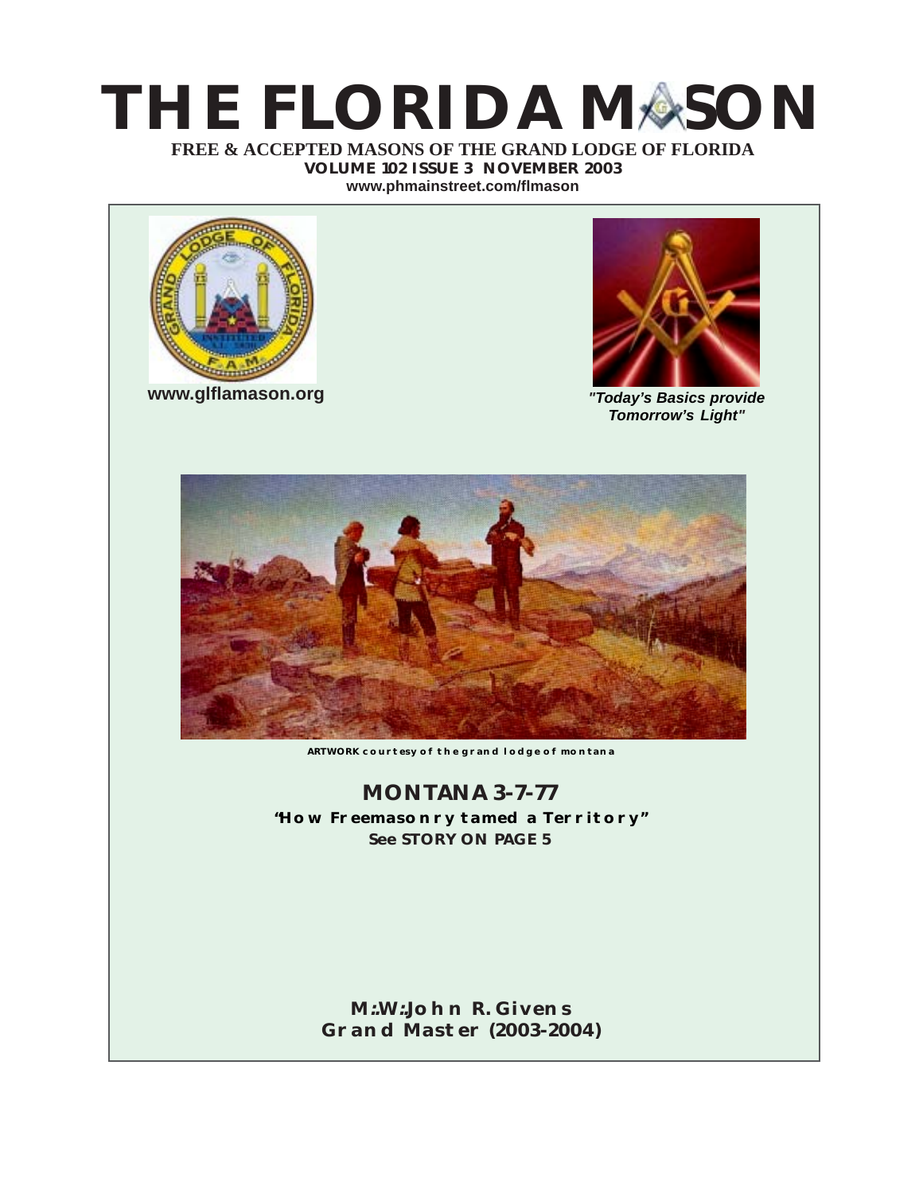# THE FLORIDA MASON

**FREE & ACCEPTED MASONS OF THE GRAND LODGE OF FLORIDA**

**VOLUME 102 ISSUE 3 NOVEMBER 2003**

**www.phmainstreet.com/flmason**

**www.glflamason.org**

***"Today's Basics provide Tomorrow's Light"***

**ARTWORK courtesy of the grand lodge of montana**

## MONTANA 3-7-77

**"How Freemasonry tamed a Territory"**

**See STORY ON PAGE 5**

**M∴W∴John R. Givens**
**Grand Master (2003-2004)**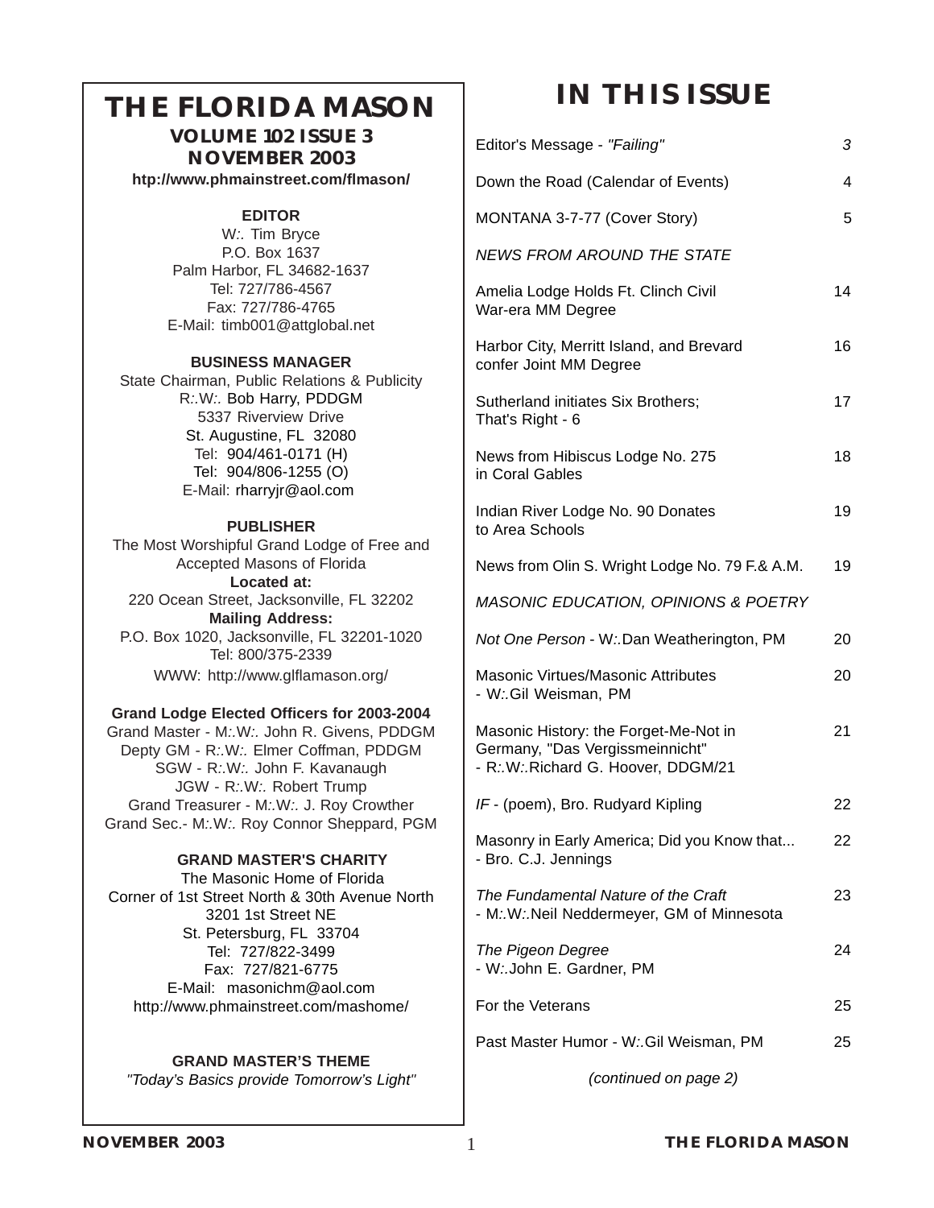# THE FLORIDA MASON

**VOLUME 102 ISSUE 3**
**NOVEMBER 2003**
**htp://www.phmainstreet.com/flmason/**

**EDITOR**
W:. Tim Bryce
P.O. Box 1637
Palm Harbor, FL 34682-1637
Tel: 727/786-4567
Fax: 727/786-4765
E-Mail: timb001@attglobal.net

**BUSINESS MANAGER**
State Chairman, Public Relations & Publicity
R:.W:. Bob Harry, PDDGM
5337 Riverview Drive
St. Augustine, FL 32080
Tel: 904/461-0171 (H)
Tel: 904/806-1255 (O)
E-Mail: rharryjr@aol.com

**PUBLISHER**
The Most Worshipful Grand Lodge of Free and Accepted Masons of Florida
**Located at:**
220 Ocean Street, Jacksonville, FL 32202
**Mailing Address:**
P.O. Box 1020, Jacksonville, FL 32201-1020
Tel: 800/375-2339
WWW: http://www.glflamason.org/

**Grand Lodge Elected Officers for 2003-2004**
Grand Master - M:.W:. John R. Givens, PDDGM
Depty GM - R:.W:. Elmer Coffman, PDDGM
SGW - R:.W:. John F. Kavanaugh
JGW - R:.W:. Robert Trump
Grand Treasurer - M:.W:. J. Roy Crowther
Grand Sec.- M:.W:. Roy Connor Sheppard, PGM

**GRAND MASTER'S CHARITY**
The Masonic Home of Florida
Corner of 1st Street North & 30th Avenue North
3201 1st Street NE
St. Petersburg, FL 33704
Tel: 727/822-3499
Fax: 727/821-6775
E-Mail: masonichm@aol.com
http://www.phmainstreet.com/mashome/

**GRAND MASTER'S THEME**
*"Today's Basics provide Tomorrow's Light"*

# IN THIS ISSUE

| | |
|---|---|
| Editor's Message - *"Failing"* | *3* |
| Down the Road (Calendar of Events) | 4 |
| MONTANA 3-7-77 (Cover Story) | 5 |
| *NEWS FROM AROUND THE STATE* | |
| Amelia Lodge Holds Ft. Clinch Civil War-era MM Degree | 14 |
| Harbor City, Merritt Island, and Brevard confer Joint MM Degree | 16 |
| Sutherland initiates Six Brothers; That's Right - 6 | 17 |
| News from Hibiscus Lodge No. 275 in Coral Gables | 18 |
| Indian River Lodge No. 90 Donates to Area Schools | 19 |
| News from Olin S. Wright Lodge No. 79 F.& A.M. | 19 |
| *MASONIC EDUCATION, OPINIONS & POETRY* | |
| *Not One Person* - W:.Dan Weatherington, PM | 20 |
| Masonic Virtues/Masonic Attributes - W:.Gil Weisman, PM | 20 |
| Masonic History: the Forget-Me-Not in Germany, "Das Vergissmeinnicht" - R:.W:.Richard G. Hoover, DDGM/21 | 21 |
| *IF* - (poem), Bro. Rudyard Kipling | 22 |
| Masonry in Early America; Did you Know that... - Bro. C.J. Jennings | 22 |
| *The Fundamental Nature of the Craft* - M:.W:.Neil Neddermeyer, GM of Minnesota | 23 |
| *The Pigeon Degree* - W:.John E. Gardner, PM | 24 |
| For the Veterans | 25 |
| Past Master Humor - W:.Gil Weisman, PM | 25 |

*(continued on page 2)*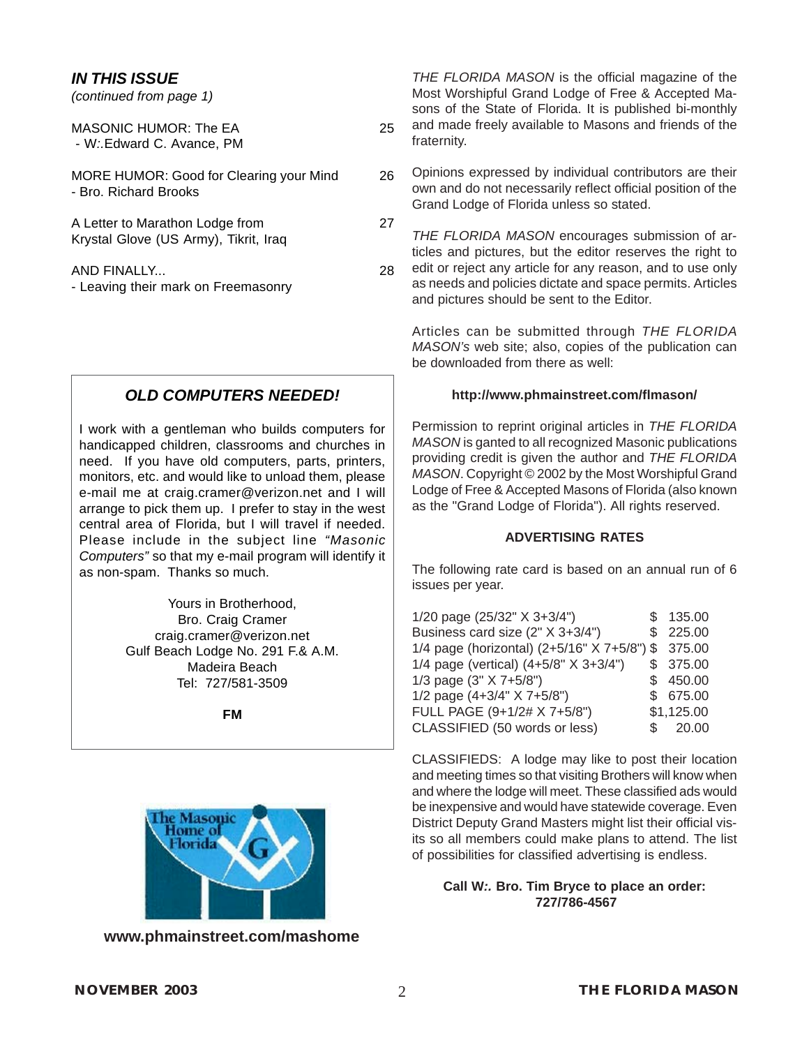## *IN THIS ISSUE*

*(continued from page 1)*

MASONIC HUMOR: The EA — 25
- W:.Edward C. Avance, PM

MORE HUMOR: Good for Clearing your Mind — 26
- Bro. Richard Brooks

A Letter to Marathon Lodge from Krystal Glove (US Army), Tikrit, Iraq — 27

AND FINALLY... — 28
- Leaving their mark on Freemasonry

### *OLD COMPUTERS NEEDED!*

I work with a gentleman who builds computers for handicapped children, classrooms and churches in need. If you have old computers, parts, printers, monitors, etc. and would like to unload them, please e-mail me at craig.cramer@verizon.net and I will arrange to pick them up. I prefer to stay in the west central area of Florida, but I will travel if needed. Please include in the subject line *"Masonic Computers"* so that my e-mail program will identify it as non-spam. Thanks so much.

Yours in Brotherhood,
Bro. Craig Cramer
craig.cramer@verizon.net
Gulf Beach Lodge No. 291 F.& A.M.
Madeira Beach
Tel: 727/581-3509

**FM**

The Masonic Home of Florida

**www.phmainstreet.com/mashome**

*THE FLORIDA MASON* is the official magazine of the Most Worshipful Grand Lodge of Free & Accepted Masons of the State of Florida. It is published bi-monthly and made freely available to Masons and friends of the fraternity.

Opinions expressed by individual contributors are their own and do not necessarily reflect official position of the Grand Lodge of Florida unless so stated.

*THE FLORIDA MASON* encourages submission of articles and pictures, but the editor reserves the right to edit or reject any article for any reason, and to use only as needs and policies dictate and space permits. Articles and pictures should be sent to the Editor.

Articles can be submitted through *THE FLORIDA MASON's* web site; also, copies of the publication can be downloaded from there as well:

**http://www.phmainstreet.com/flmason/**

Permission to reprint original articles in *THE FLORIDA MASON* is ganted to all recognized Masonic publications providing credit is given the author and *THE FLORIDA MASON*. Copyright © 2002 by the Most Worshipful Grand Lodge of Free & Accepted Masons of Florida (also known as the "Grand Lodge of Florida"). All rights reserved.

**ADVERTISING RATES**

The following rate card is based on an annual run of 6 issues per year.

| Size | Rate |
|---|---|
| 1/20 page (25/32" X 3+3/4") | $ 135.00 |
| Business card size (2" X 3+3/4") | $ 225.00 |
| 1/4 page (horizontal) (2+5/16" X 7+5/8") | $ 375.00 |
| 1/4 page (vertical) (4+5/8" X 3+3/4") | $ 375.00 |
| 1/3 page (3" X 7+5/8") | $ 450.00 |
| 1/2 page (4+3/4" X 7+5/8") | $ 675.00 |
| FULL PAGE (9+1/2# X 7+5/8") | $1,125.00 |
| CLASSIFIED (50 words or less) | $ 20.00 |

CLASSIFIEDS: A lodge may like to post their location and meeting times so that visiting Brothers will know when and where the lodge will meet. These classified ads would be inexpensive and would have statewide coverage. Even District Deputy Grand Masters might list their official visits so all members could make plans to attend. The list of possibilities for classified advertising is endless.

**Call W:. Bro. Tim Bryce to place an order: 727/786-4567**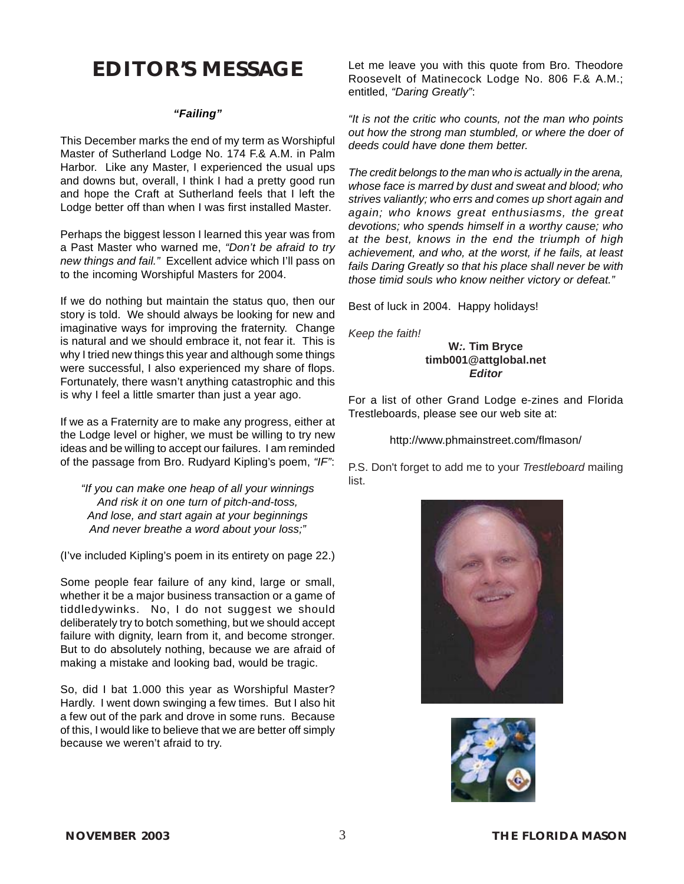# EDITOR'S MESSAGE

***"Failing"***

This December marks the end of my term as Worshipful Master of Sutherland Lodge No. 174 F.& A.M. in Palm Harbor. Like any Master, I experienced the usual ups and downs but, overall, I think I had a pretty good run and hope the Craft at Sutherland feels that I left the Lodge better off than when I was first installed Master.

Perhaps the biggest lesson I learned this year was from a Past Master who warned me, *"Don't be afraid to try new things and fail."* Excellent advice which I'll pass on to the incoming Worshipful Masters for 2004.

If we do nothing but maintain the status quo, then our story is told. We should always be looking for new and imaginative ways for improving the fraternity. Change is natural and we should embrace it, not fear it. This is why I tried new things this year and although some things were successful, I also experienced my share of flops. Fortunately, there wasn't anything catastrophic and this is why I feel a little smarter than just a year ago.

If we as a Fraternity are to make any progress, either at the Lodge level or higher, we must be willing to try new ideas and be willing to accept our failures. I am reminded of the passage from Bro. Rudyard Kipling's poem, *"IF"*:

> *"If you can make one heap of all your winnings*
> *And risk it on one turn of pitch-and-toss,*
> *And lose, and start again at your beginnings*
> *And never breathe a word about your loss;"*

(I've included Kipling's poem in its entirety on page 22.)

Some people fear failure of any kind, large or small, whether it be a major business transaction or a game of tiddledywinks. No, I do not suggest we should deliberately try to botch something, but we should accept failure with dignity, learn from it, and become stronger. But to do absolutely nothing, because we are afraid of making a mistake and looking bad, would be tragic.

So, did I bat 1.000 this year as Worshipful Master? Hardly. I went down swinging a few times. But I also hit a few out of the park and drove in some runs. Because of this, I would like to believe that we are better off simply because we weren't afraid to try.

Let me leave you with this quote from Bro. Theodore Roosevelt of Matinecock Lodge No. 806 F.& A.M.; entitled, *"Daring Greatly"*:

*"It is not the critic who counts, not the man who points out how the strong man stumbled, or where the doer of deeds could have done them better.*

*The credit belongs to the man who is actually in the arena, whose face is marred by dust and sweat and blood; who strives valiantly; who errs and comes up short again and again; who knows great enthusiasms, the great devotions; who spends himself in a worthy cause; who at the best, knows in the end the triumph of high achievement, and who, at the worst, if he fails, at least fails Daring Greatly so that his place shall never be with those timid souls who know neither victory or defeat."*

Best of luck in 2004. Happy holidays!

*Keep the faith!*

**W:. Tim Bryce**
**timb001@attglobal.net**
***Editor***

For a list of other Grand Lodge e-zines and Florida Trestleboards, please see our web site at:

http://www.phmainstreet.com/flmason/

P.S. Don't forget to add me to your *Trestleboard* mailing list.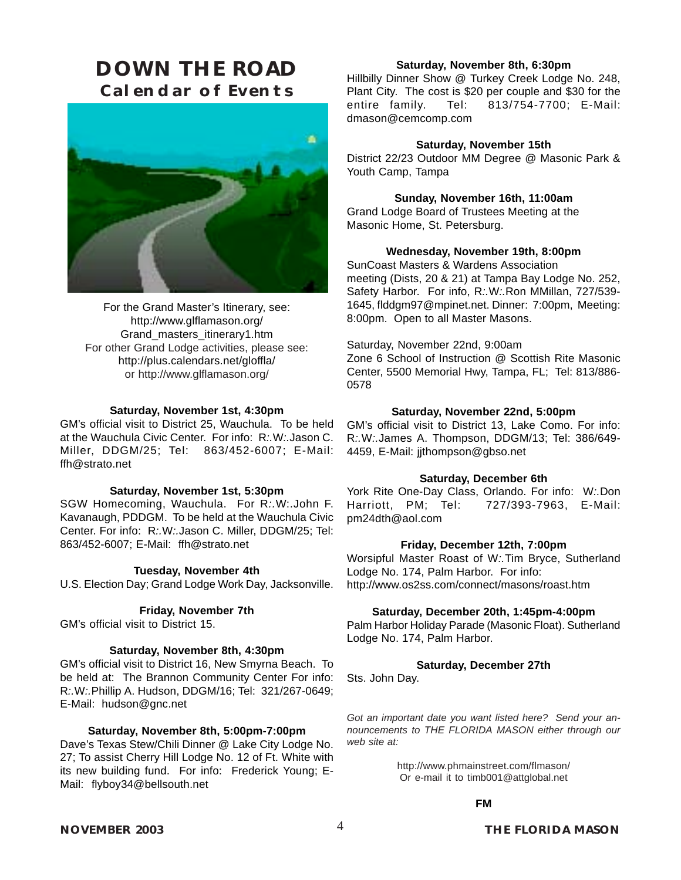# DOWN THE ROAD

## Calendar of Events

For the Grand Master's Itinerary, see: http://www.glflamason.org/Grand_masters_itinerary1.htm
For other Grand Lodge activities, please see: http://plus.calendars.net/gloffla/ or http://www.glflamason.org/

**Saturday, November 1st, 4:30pm**

GM's official visit to District 25, Wauchula. To be held at the Wauchula Civic Center. For info: R:.W:.Jason C. Miller, DDGM/25; Tel: 863/452-6007; E-Mail: ffh@strato.net

**Saturday, November 1st, 5:30pm**

SGW Homecoming, Wauchula. For R:.W:.John F. Kavanaugh, PDDGM. To be held at the Wauchula Civic Center. For info: R:.W:.Jason C. Miller, DDGM/25; Tel: 863/452-6007; E-Mail: ffh@strato.net

**Tuesday, November 4th**

U.S. Election Day; Grand Lodge Work Day, Jacksonville.

**Friday, November 7th**

GM's official visit to District 15.

**Saturday, November 8th, 4:30pm**

GM's official visit to District 16, New Smyrna Beach. To be held at: The Brannon Community Center For info: R:.W:.Phillip A. Hudson, DDGM/16; Tel: 321/267-0649; E-Mail: hudson@gnc.net

**Saturday, November 8th, 5:00pm-7:00pm**

Dave's Texas Stew/Chili Dinner @ Lake City Lodge No. 27; To assist Cherry Hill Lodge No. 12 of Ft. White with its new building fund. For info: Frederick Young; E-Mail: flyboy34@bellsouth.net

**Saturday, November 8th, 6:30pm**

Hillbilly Dinner Show @ Turkey Creek Lodge No. 248, Plant City. The cost is $20 per couple and $30 for the entire family. Tel: 813/754-7700; E-Mail: dmason@cemcomp.com

**Saturday, November 15th**

District 22/23 Outdoor MM Degree @ Masonic Park & Youth Camp, Tampa

**Sunday, November 16th, 11:00am**

Grand Lodge Board of Trustees Meeting at the Masonic Home, St. Petersburg.

**Wednesday, November 19th, 8:00pm**

SunCoast Masters & Wardens Association meeting (Dists, 20 & 21) at Tampa Bay Lodge No. 252, Safety Harbor. For info, R:.W:.Ron MMillan, 727/539-1645, flddgm97@mpinet.net. Dinner: 7:00pm, Meeting: 8:00pm. Open to all Master Masons.

Saturday, November 22nd, 9:00am

Zone 6 School of Instruction @ Scottish Rite Masonic Center, 5500 Memorial Hwy, Tampa, FL; Tel: 813/886-0578

**Saturday, November 22nd, 5:00pm**

GM's official visit to District 13, Lake Como. For info: R:.W:.James A. Thompson, DDGM/13; Tel: 386/649-4459, E-Mail: jjthompson@gbso.net

**Saturday, December 6th**

York Rite One-Day Class, Orlando. For info: W:.Don Harriott, PM; Tel: 727/393-7963, E-Mail: pm24dth@aol.com

**Friday, December 12th, 7:00pm**

Worsipful Master Roast of W:.Tim Bryce, Sutherland Lodge No. 174, Palm Harbor. For info: http://www.os2ss.com/connect/masons/roast.htm

**Saturday, December 20th, 1:45pm-4:00pm**

Palm Harbor Holiday Parade (Masonic Float). Sutherland Lodge No. 174, Palm Harbor.

**Saturday, December 27th**

Sts. John Day.

*Got an important date you want listed here? Send your announcements to THE FLORIDA MASON either through our web site at:*

http://www.phmainstreet.com/flmason/
Or e-mail it to timb001@attglobal.net

**FM**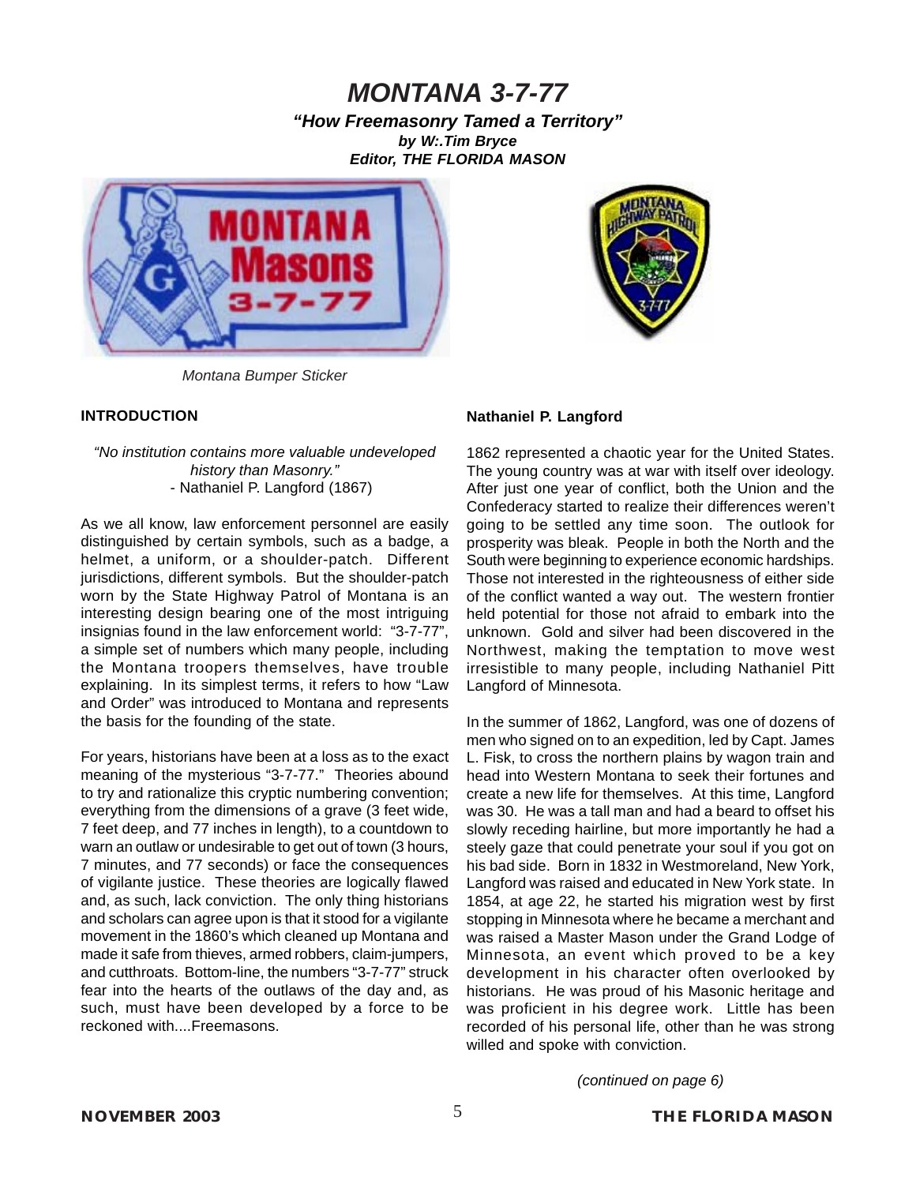# MONTANA 3-7-77

***"How Freemasonry Tamed a Territory"***

***by W:.Tim Bryce***

***Editor, THE FLORIDA MASON***

*Montana Bumper Sticker*

**INTRODUCTION**

*"No institution contains more valuable undeveloped history than Masonry."*
- Nathaniel P. Langford (1867)

As we all know, law enforcement personnel are easily distinguished by certain symbols, such as a badge, a helmet, a uniform, or a shoulder-patch. Different jurisdictions, different symbols. But the shoulder-patch worn by the State Highway Patrol of Montana is an interesting design bearing one of the most intriguing insignias found in the law enforcement world: "3-7-77", a simple set of numbers which many people, including the Montana troopers themselves, have trouble explaining. In its simplest terms, it refers to how "Law and Order" was introduced to Montana and represents the basis for the founding of the state.

For years, historians have been at a loss as to the exact meaning of the mysterious "3-7-77." Theories abound to try and rationalize this cryptic numbering convention; everything from the dimensions of a grave (3 feet wide, 7 feet deep, and 77 inches in length), to a countdown to warn an outlaw or undesirable to get out of town (3 hours, 7 minutes, and 77 seconds) or face the consequences of vigilante justice. These theories are logically flawed and, as such, lack conviction. The only thing historians and scholars can agree upon is that it stood for a vigilante movement in the 1860's which cleaned up Montana and made it safe from thieves, armed robbers, claim-jumpers, and cutthroats. Bottom-line, the numbers "3-7-77" struck fear into the hearts of the outlaws of the day and, as such, must have been developed by a force to be reckoned with....Freemasons.

**Nathaniel P. Langford**

1862 represented a chaotic year for the United States. The young country was at war with itself over ideology. After just one year of conflict, both the Union and the Confederacy started to realize their differences weren't going to be settled any time soon. The outlook for prosperity was bleak. People in both the North and the South were beginning to experience economic hardships. Those not interested in the righteousness of either side of the conflict wanted a way out. The western frontier held potential for those not afraid to embark into the unknown. Gold and silver had been discovered in the Northwest, making the temptation to move west irresistible to many people, including Nathaniel Pitt Langford of Minnesota.

In the summer of 1862, Langford, was one of dozens of men who signed on to an expedition, led by Capt. James L. Fisk, to cross the northern plains by wagon train and head into Western Montana to seek their fortunes and create a new life for themselves. At this time, Langford was 30. He was a tall man and had a beard to offset his slowly receding hairline, but more importantly he had a steely gaze that could penetrate your soul if you got on his bad side. Born in 1832 in Westmoreland, New York, Langford was raised and educated in New York state. In 1854, at age 22, he started his migration west by first stopping in Minnesota where he became a merchant and was raised a Master Mason under the Grand Lodge of Minnesota, an event which proved to be a key development in his character often overlooked by historians. He was proud of his Masonic heritage and was proficient in his degree work. Little has been recorded of his personal life, other than he was strong willed and spoke with conviction.

*(continued on page 6)*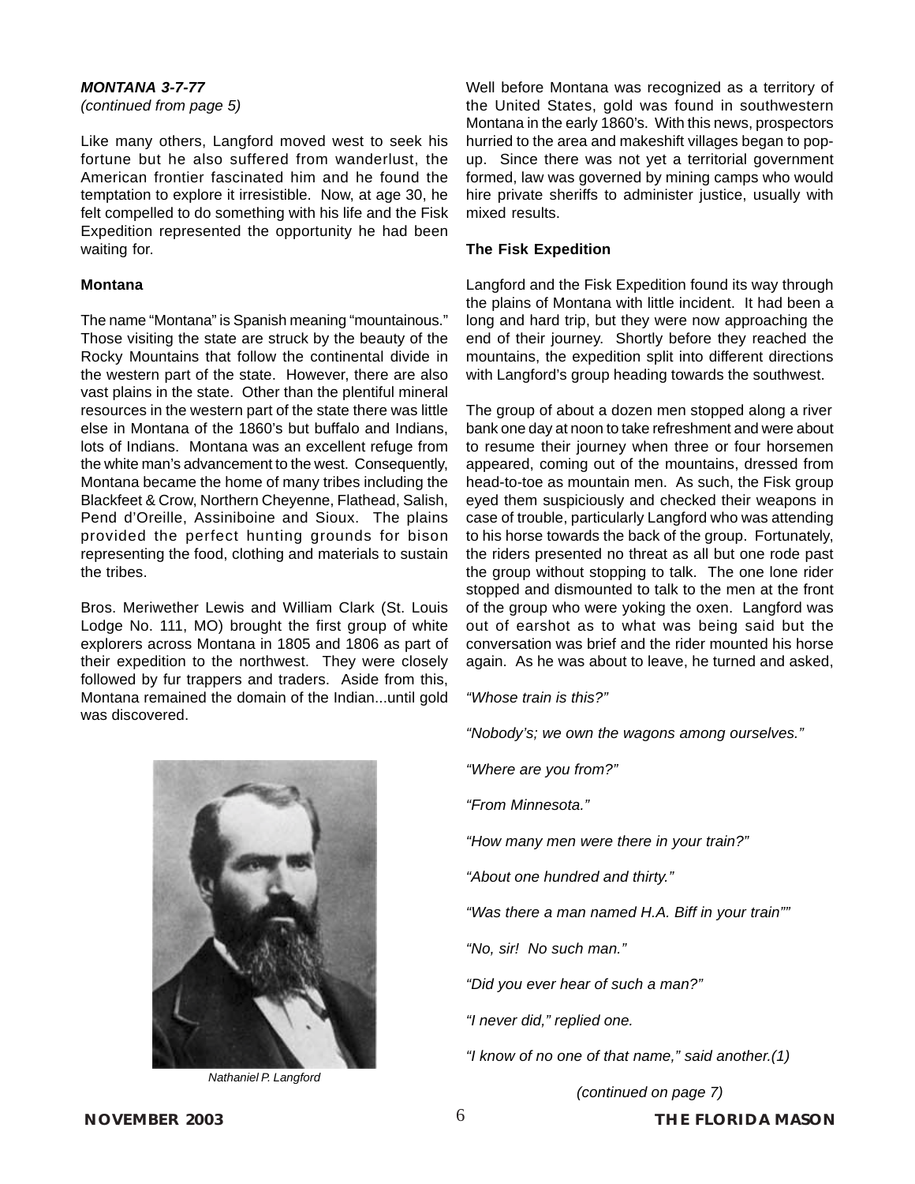***MONTANA 3-7-77***
*(continued from page 5)*

Like many others, Langford moved west to seek his fortune but he also suffered from wanderlust, the American frontier fascinated him and he found the temptation to explore it irresistible. Now, at age 30, he felt compelled to do something with his life and the Fisk Expedition represented the opportunity he had been waiting for.

**Montana**

The name "Montana" is Spanish meaning "mountainous." Those visiting the state are struck by the beauty of the Rocky Mountains that follow the continental divide in the western part of the state. However, there are also vast plains in the state. Other than the plentiful mineral resources in the western part of the state there was little else in Montana of the 1860's but buffalo and Indians, lots of Indians. Montana was an excellent refuge from the white man's advancement to the west. Consequently, Montana became the home of many tribes including the Blackfeet & Crow, Northern Cheyenne, Flathead, Salish, Pend d'Oreille, Assiniboine and Sioux. The plains provided the perfect hunting grounds for bison representing the food, clothing and materials to sustain the tribes.

Bros. Meriwether Lewis and William Clark (St. Louis Lodge No. 111, MO) brought the first group of white explorers across Montana in 1805 and 1806 as part of their expedition to the northwest. They were closely followed by fur trappers and traders. Aside from this, Montana remained the domain of the Indian...until gold was discovered.

*Nathaniel P. Langford*

Well before Montana was recognized as a territory of the United States, gold was found in southwestern Montana in the early 1860's. With this news, prospectors hurried to the area and makeshift villages began to pop-up. Since there was not yet a territorial government formed, law was governed by mining camps who would hire private sheriffs to administer justice, usually with mixed results.

**The Fisk Expedition**

Langford and the Fisk Expedition found its way through the plains of Montana with little incident. It had been a long and hard trip, but they were now approaching the end of their journey. Shortly before they reached the mountains, the expedition split into different directions with Langford's group heading towards the southwest.

The group of about a dozen men stopped along a river bank one day at noon to take refreshment and were about to resume their journey when three or four horsemen appeared, coming out of the mountains, dressed from head-to-toe as mountain men. As such, the Fisk group eyed them suspiciously and checked their weapons in case of trouble, particularly Langford who was attending to his horse towards the back of the group. Fortunately, the riders presented no threat as all but one rode past the group without stopping to talk. The one lone rider stopped and dismounted to talk to the men at the front of the group who were yoking the oxen. Langford was out of earshot as to what was being said but the conversation was brief and the rider mounted his horse again. As he was about to leave, he turned and asked,

*"Whose train is this?"*

*"Nobody's; we own the wagons among ourselves."*

*"Where are you from?"*

*"From Minnesota."*

*"How many men were there in your train?"*

*"About one hundred and thirty."*

*"Was there a man named H.A. Biff in your train""*

*"No, sir! No such man."*

*"Did you ever hear of such a man?"*

*"I never did," replied one.*

*"I know of no one of that name," said another.(1)*

*(continued on page 7)*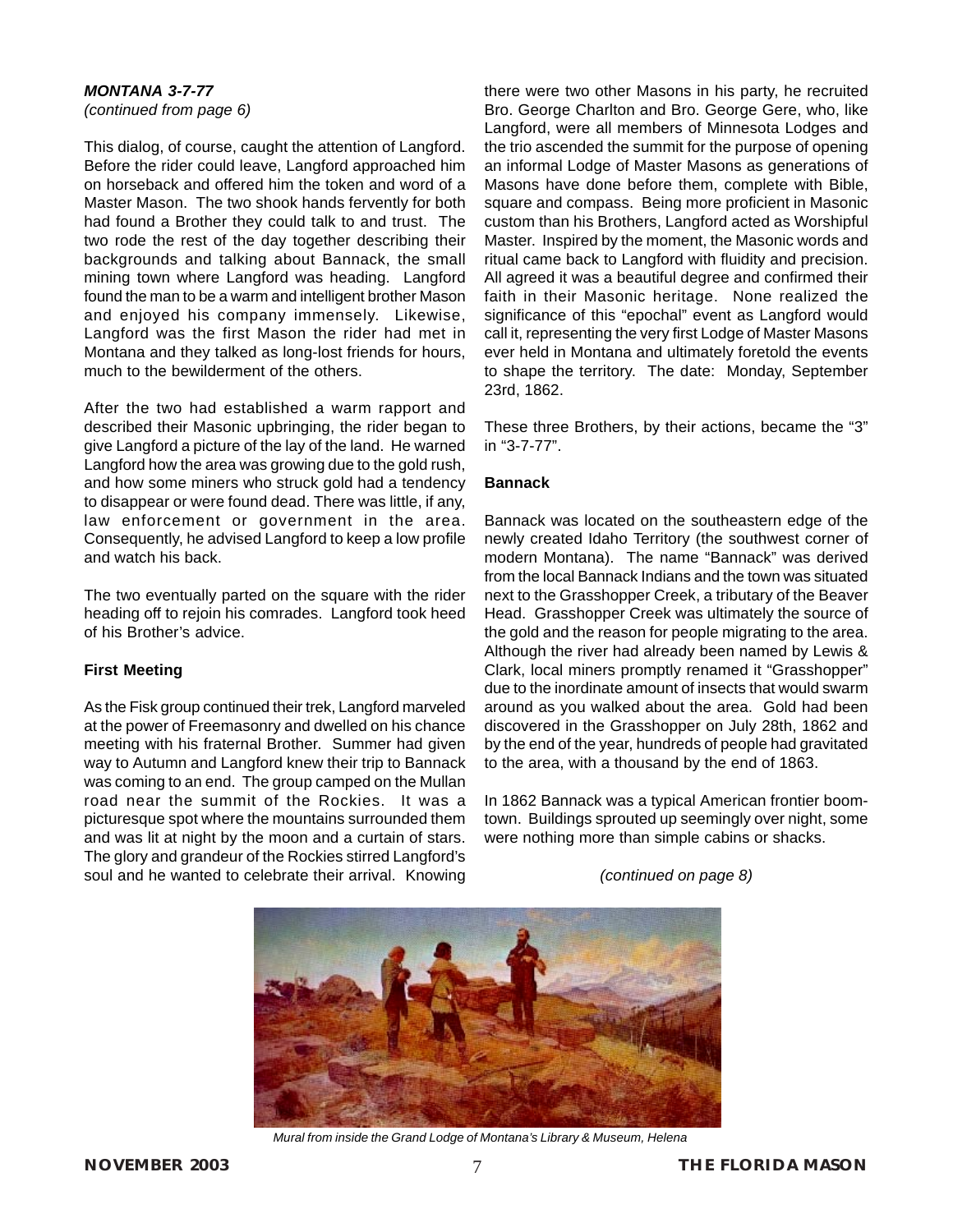***MONTANA 3-7-77***
*(continued from page 6)*

This dialog, of course, caught the attention of Langford. Before the rider could leave, Langford approached him on horseback and offered him the token and word of a Master Mason. The two shook hands fervently for both had found a Brother they could talk to and trust. The two rode the rest of the day together describing their backgrounds and talking about Bannack, the small mining town where Langford was heading. Langford found the man to be a warm and intelligent brother Mason and enjoyed his company immensely. Likewise, Langford was the first Mason the rider had met in Montana and they talked as long-lost friends for hours, much to the bewilderment of the others.

After the two had established a warm rapport and described their Masonic upbringing, the rider began to give Langford a picture of the lay of the land. He warned Langford how the area was growing due to the gold rush, and how some miners who struck gold had a tendency to disappear or were found dead. There was little, if any, law enforcement or government in the area. Consequently, he advised Langford to keep a low profile and watch his back.

The two eventually parted on the square with the rider heading off to rejoin his comrades. Langford took heed of his Brother's advice.

**First Meeting**

As the Fisk group continued their trek, Langford marveled at the power of Freemasonry and dwelled on his chance meeting with his fraternal Brother. Summer had given way to Autumn and Langford knew their trip to Bannack was coming to an end. The group camped on the Mullan road near the summit of the Rockies. It was a picturesque spot where the mountains surrounded them and was lit at night by the moon and a curtain of stars. The glory and grandeur of the Rockies stirred Langford's soul and he wanted to celebrate their arrival. Knowing there were two other Masons in his party, he recruited Bro. George Charlton and Bro. George Gere, who, like Langford, were all members of Minnesota Lodges and the trio ascended the summit for the purpose of opening an informal Lodge of Master Masons as generations of Masons have done before them, complete with Bible, square and compass. Being more proficient in Masonic custom than his Brothers, Langford acted as Worshipful Master. Inspired by the moment, the Masonic words and ritual came back to Langford with fluidity and precision. All agreed it was a beautiful degree and confirmed their faith in their Masonic heritage. None realized the significance of this "epochal" event as Langford would call it, representing the very first Lodge of Master Masons ever held in Montana and ultimately foretold the events to shape the territory. The date: Monday, September 23rd, 1862.

These three Brothers, by their actions, became the "3" in "3-7-77".

**Bannack**

Bannack was located on the southeastern edge of the newly created Idaho Territory (the southwest corner of modern Montana). The name "Bannack" was derived from the local Bannack Indians and the town was situated next to the Grasshopper Creek, a tributary of the Beaver Head. Grasshopper Creek was ultimately the source of the gold and the reason for people migrating to the area. Although the river had already been named by Lewis & Clark, local miners promptly renamed it "Grasshopper" due to the inordinate amount of insects that would swarm around as you walked about the area. Gold had been discovered in the Grasshopper on July 28th, 1862 and by the end of the year, hundreds of people had gravitated to the area, with a thousand by the end of 1863.

In 1862 Bannack was a typical American frontier boom-town. Buildings sprouted up seemingly over night, some were nothing more than simple cabins or shacks.

*(continued on page 8)*

*Mural from inside the Grand Lodge of Montana's Library & Museum, Helena*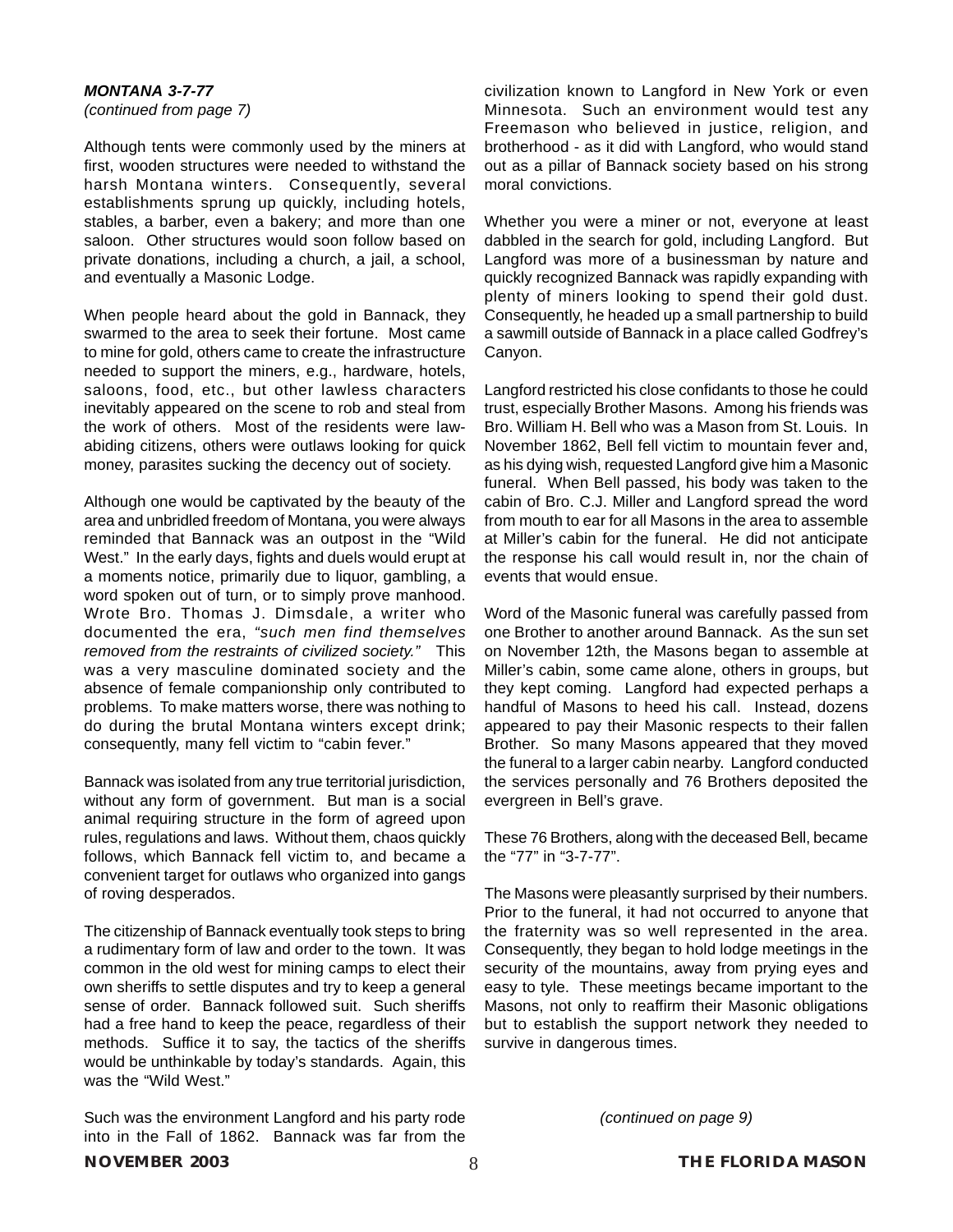***MONTANA 3-7-77***
*(continued from page 7)*

Although tents were commonly used by the miners at first, wooden structures were needed to withstand the harsh Montana winters. Consequently, several establishments sprung up quickly, including hotels, stables, a barber, even a bakery; and more than one saloon. Other structures would soon follow based on private donations, including a church, a jail, a school, and eventually a Masonic Lodge.

When people heard about the gold in Bannack, they swarmed to the area to seek their fortune. Most came to mine for gold, others came to create the infrastructure needed to support the miners, e.g., hardware, hotels, saloons, food, etc., but other lawless characters inevitably appeared on the scene to rob and steal from the work of others. Most of the residents were law-abiding citizens, others were outlaws looking for quick money, parasites sucking the decency out of society.

Although one would be captivated by the beauty of the area and unbridled freedom of Montana, you were always reminded that Bannack was an outpost in the "Wild West." In the early days, fights and duels would erupt at a moments notice, primarily due to liquor, gambling, a word spoken out of turn, or to simply prove manhood. Wrote Bro. Thomas J. Dimsdale, a writer who documented the era, *"such men find themselves removed from the restraints of civilized society."* This was a very masculine dominated society and the absence of female companionship only contributed to problems. To make matters worse, there was nothing to do during the brutal Montana winters except drink; consequently, many fell victim to "cabin fever."

Bannack was isolated from any true territorial jurisdiction, without any form of government. But man is a social animal requiring structure in the form of agreed upon rules, regulations and laws. Without them, chaos quickly follows, which Bannack fell victim to, and became a convenient target for outlaws who organized into gangs of roving desperados.

The citizenship of Bannack eventually took steps to bring a rudimentary form of law and order to the town. It was common in the old west for mining camps to elect their own sheriffs to settle disputes and try to keep a general sense of order. Bannack followed suit. Such sheriffs had a free hand to keep the peace, regardless of their methods. Suffice it to say, the tactics of the sheriffs would be unthinkable by today's standards. Again, this was the "Wild West."

Such was the environment Langford and his party rode into in the Fall of 1862. Bannack was far from the civilization known to Langford in New York or even Minnesota. Such an environment would test any Freemason who believed in justice, religion, and brotherhood - as it did with Langford, who would stand out as a pillar of Bannack society based on his strong moral convictions.

Whether you were a miner or not, everyone at least dabbled in the search for gold, including Langford. But Langford was more of a businessman by nature and quickly recognized Bannack was rapidly expanding with plenty of miners looking to spend their gold dust. Consequently, he headed up a small partnership to build a sawmill outside of Bannack in a place called Godfrey's Canyon.

Langford restricted his close confidants to those he could trust, especially Brother Masons. Among his friends was Bro. William H. Bell who was a Mason from St. Louis. In November 1862, Bell fell victim to mountain fever and, as his dying wish, requested Langford give him a Masonic funeral. When Bell passed, his body was taken to the cabin of Bro. C.J. Miller and Langford spread the word from mouth to ear for all Masons in the area to assemble at Miller's cabin for the funeral. He did not anticipate the response his call would result in, nor the chain of events that would ensue.

Word of the Masonic funeral was carefully passed from one Brother to another around Bannack. As the sun set on November 12th, the Masons began to assemble at Miller's cabin, some came alone, others in groups, but they kept coming. Langford had expected perhaps a handful of Masons to heed his call. Instead, dozens appeared to pay their Masonic respects to their fallen Brother. So many Masons appeared that they moved the funeral to a larger cabin nearby. Langford conducted the services personally and 76 Brothers deposited the evergreen in Bell's grave.

These 76 Brothers, along with the deceased Bell, became the "77" in "3-7-77".

The Masons were pleasantly surprised by their numbers. Prior to the funeral, it had not occurred to anyone that the fraternity was so well represented in the area. Consequently, they began to hold lodge meetings in the security of the mountains, away from prying eyes and easy to tyle. These meetings became important to the Masons, not only to reaffirm their Masonic obligations but to establish the support network they needed to survive in dangerous times.

*(continued on page 9)*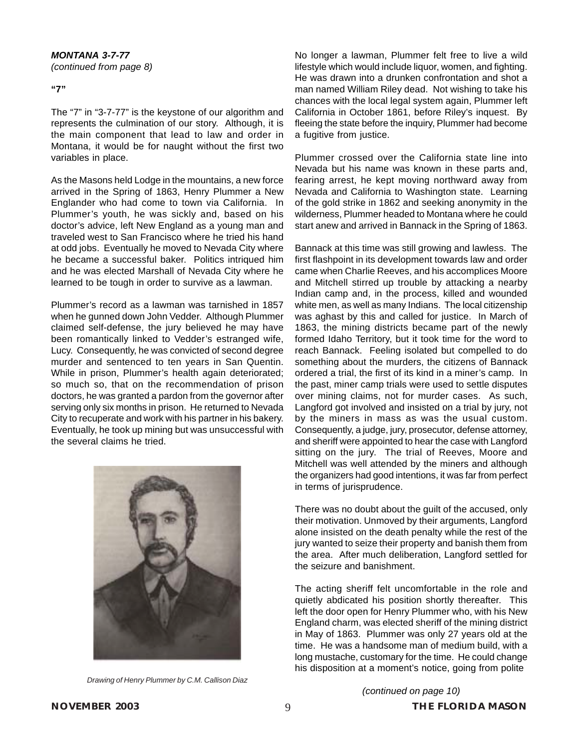***MONTANA 3-7-77***
*(continued from page 8)*

**"7"**

The "7" in "3-7-77" is the keystone of our algorithm and represents the culmination of our story. Although, it is the main component that lead to law and order in Montana, it would be for naught without the first two variables in place.

As the Masons held Lodge in the mountains, a new force arrived in the Spring of 1863, Henry Plummer a New Englander who had come to town via California. In Plummer's youth, he was sickly and, based on his doctor's advice, left New England as a young man and traveled west to San Francisco where he tried his hand at odd jobs. Eventually he moved to Nevada City where he became a successful baker. Politics intriqued him and he was elected Marshall of Nevada City where he learned to be tough in order to survive as a lawman.

Plummer's record as a lawman was tarnished in 1857 when he gunned down John Vedder. Although Plummer claimed self-defense, the jury believed he may have been romantically linked to Vedder's estranged wife, Lucy. Consequently, he was convicted of second degree murder and sentenced to ten years in San Quentin. While in prison, Plummer's health again deteriorated; so much so, that on the recommendation of prison doctors, he was granted a pardon from the governor after serving only six months in prison. He returned to Nevada City to recuperate and work with his partner in his bakery. Eventually, he took up mining but was unsuccessful with the several claims he tried.

*Drawing of Henry Plummer by C.M. Callison Diaz*

No longer a lawman, Plummer felt free to live a wild lifestyle which would include liquor, women, and fighting. He was drawn into a drunken confrontation and shot a man named William Riley dead. Not wishing to take his chances with the local legal system again, Plummer left California in October 1861, before Riley's inquest. By fleeing the state before the inquiry, Plummer had become a fugitive from justice.

Plummer crossed over the California state line into Nevada but his name was known in these parts and, fearing arrest, he kept moving northward away from Nevada and California to Washington state. Learning of the gold strike in 1862 and seeking anonymity in the wilderness, Plummer headed to Montana where he could start anew and arrived in Bannack in the Spring of 1863.

Bannack at this time was still growing and lawless. The first flashpoint in its development towards law and order came when Charlie Reeves, and his accomplices Moore and Mitchell stirred up trouble by attacking a nearby Indian camp and, in the process, killed and wounded white men, as well as many Indians. The local citizenship was aghast by this and called for justice. In March of 1863, the mining districts became part of the newly formed Idaho Territory, but it took time for the word to reach Bannack. Feeling isolated but compelled to do something about the murders, the citizens of Bannack ordered a trial, the first of its kind in a miner's camp. In the past, miner camp trials were used to settle disputes over mining claims, not for murder cases. As such, Langford got involved and insisted on a trial by jury, not by the miners in mass as was the usual custom. Consequently, a judge, jury, prosecutor, defense attorney, and sheriff were appointed to hear the case with Langford sitting on the jury. The trial of Reeves, Moore and Mitchell was well attended by the miners and although the organizers had good intentions, it was far from perfect in terms of jurisprudence.

There was no doubt about the guilt of the accused, only their motivation. Unmoved by their arguments, Langford alone insisted on the death penalty while the rest of the jury wanted to seize their property and banish them from the area. After much deliberation, Langford settled for the seizure and banishment.

The acting sheriff felt uncomfortable in the role and quietly abdicated his position shortly thereafter. This left the door open for Henry Plummer who, with his New England charm, was elected sheriff of the mining district in May of 1863. Plummer was only 27 years old at the time. He was a handsome man of medium build, with a long mustache, customary for the time. He could change his disposition at a moment's notice, going from polite

*(continued on page 10)*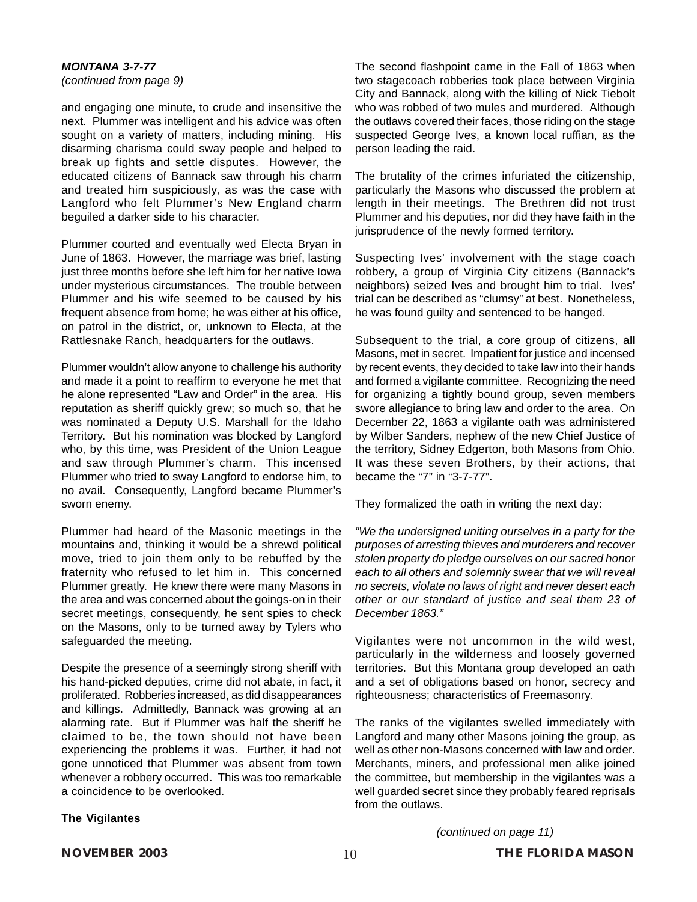***MONTANA 3-7-77***
*(continued from page 9)*

and engaging one minute, to crude and insensitive the next. Plummer was intelligent and his advice was often sought on a variety of matters, including mining. His disarming charisma could sway people and helped to break up fights and settle disputes. However, the educated citizens of Bannack saw through his charm and treated him suspiciously, as was the case with Langford who felt Plummer's New England charm beguiled a darker side to his character.

Plummer courted and eventually wed Electa Bryan in June of 1863. However, the marriage was brief, lasting just three months before she left him for her native Iowa under mysterious circumstances. The trouble between Plummer and his wife seemed to be caused by his frequent absence from home; he was either at his office, on patrol in the district, or, unknown to Electa, at the Rattlesnake Ranch, headquarters for the outlaws.

Plummer wouldn't allow anyone to challenge his authority and made it a point to reaffirm to everyone he met that he alone represented "Law and Order" in the area. His reputation as sheriff quickly grew; so much so, that he was nominated a Deputy U.S. Marshall for the Idaho Territory. But his nomination was blocked by Langford who, by this time, was President of the Union League and saw through Plummer's charm. This incensed Plummer who tried to sway Langford to endorse him, to no avail. Consequently, Langford became Plummer's sworn enemy.

Plummer had heard of the Masonic meetings in the mountains and, thinking it would be a shrewd political move, tried to join them only to be rebuffed by the fraternity who refused to let him in. This concerned Plummer greatly. He knew there were many Masons in the area and was concerned about the goings-on in their secret meetings, consequently, he sent spies to check on the Masons, only to be turned away by Tylers who safeguarded the meeting.

Despite the presence of a seemingly strong sheriff with his hand-picked deputies, crime did not abate, in fact, it proliferated. Robberies increased, as did disappearances and killings. Admittedly, Bannack was growing at an alarming rate. But if Plummer was half the sheriff he claimed to be, the town should not have been experiencing the problems it was. Further, it had not gone unnoticed that Plummer was absent from town whenever a robbery occurred. This was too remarkable a coincidence to be overlooked.

**The Vigilantes**

The second flashpoint came in the Fall of 1863 when two stagecoach robberies took place between Virginia City and Bannack, along with the killing of Nick Tiebolt who was robbed of two mules and murdered. Although the outlaws covered their faces, those riding on the stage suspected George Ives, a known local ruffian, as the person leading the raid.

The brutality of the crimes infuriated the citizenship, particularly the Masons who discussed the problem at length in their meetings. The Brethren did not trust Plummer and his deputies, nor did they have faith in the jurisprudence of the newly formed territory.

Suspecting Ives' involvement with the stage coach robbery, a group of Virginia City citizens (Bannack's neighbors) seized Ives and brought him to trial. Ives' trial can be described as "clumsy" at best. Nonetheless, he was found guilty and sentenced to be hanged.

Subsequent to the trial, a core group of citizens, all Masons, met in secret. Impatient for justice and incensed by recent events, they decided to take law into their hands and formed a vigilante committee. Recognizing the need for organizing a tightly bound group, seven members swore allegiance to bring law and order to the area. On December 22, 1863 a vigilante oath was administered by Wilber Sanders, nephew of the new Chief Justice of the territory, Sidney Edgerton, both Masons from Ohio. It was these seven Brothers, by their actions, that became the "7" in "3-7-77".

They formalized the oath in writing the next day:

*"We the undersigned uniting ourselves in a party for the purposes of arresting thieves and murderers and recover stolen property do pledge ourselves on our sacred honor each to all others and solemnly swear that we will reveal no secrets, violate no laws of right and never desert each other or our standard of justice and seal them 23 of December 1863."*

Vigilantes were not uncommon in the wild west, particularly in the wilderness and loosely governed territories. But this Montana group developed an oath and a set of obligations based on honor, secrecy and righteousness; characteristics of Freemasonry.

The ranks of the vigilantes swelled immediately with Langford and many other Masons joining the group, as well as other non-Masons concerned with law and order. Merchants, miners, and professional men alike joined the committee, but membership in the vigilantes was a well guarded secret since they probably feared reprisals from the outlaws.

*(continued on page 11)*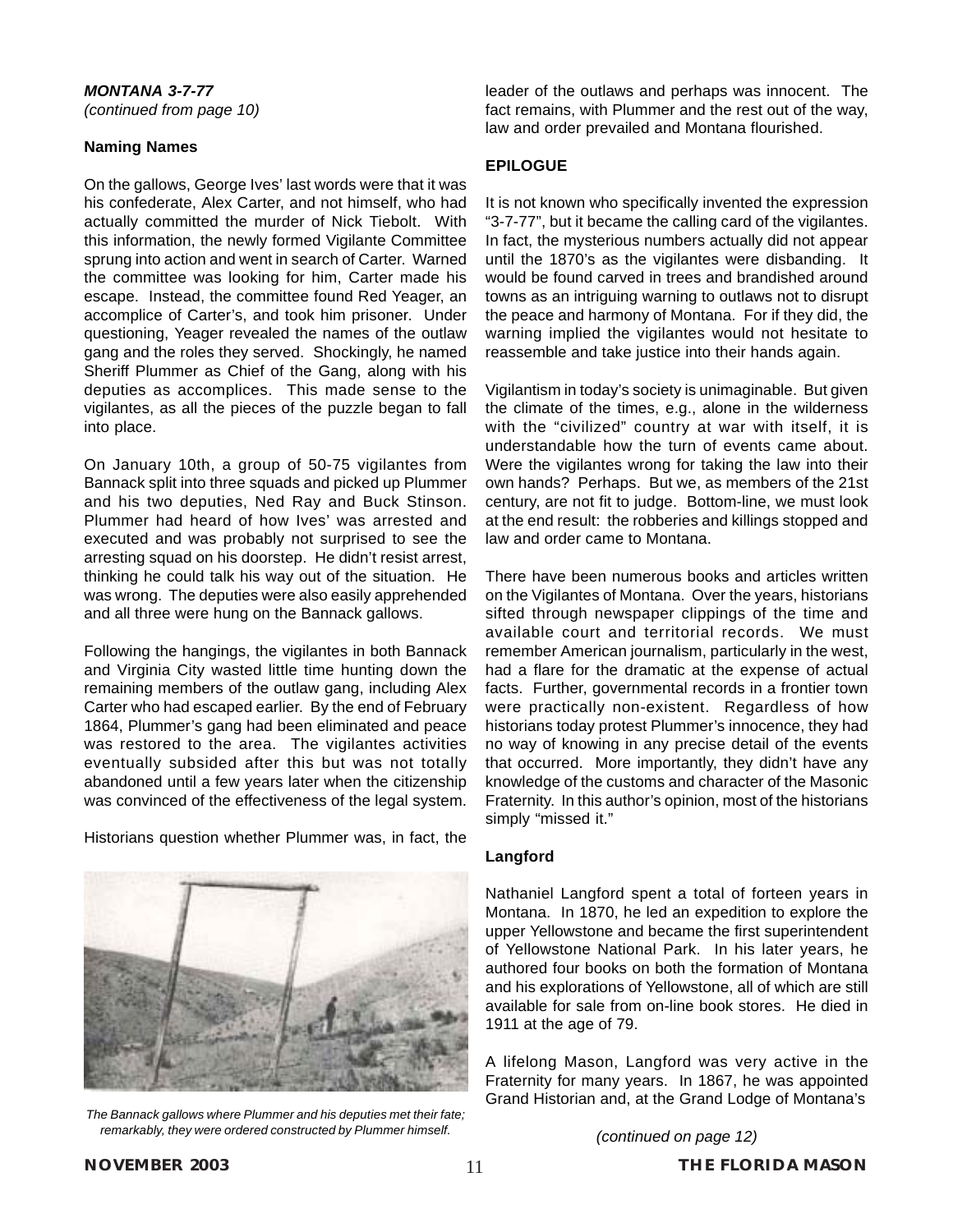***MONTANA 3-7-77***
*(continued from page 10)*

**Naming Names**

On the gallows, George Ives' last words were that it was his confederate, Alex Carter, and not himself, who had actually committed the murder of Nick Tiebolt. With this information, the newly formed Vigilante Committee sprung into action and went in search of Carter. Warned the committee was looking for him, Carter made his escape. Instead, the committee found Red Yeager, an accomplice of Carter's, and took him prisoner. Under questioning, Yeager revealed the names of the outlaw gang and the roles they served. Shockingly, he named Sheriff Plummer as Chief of the Gang, along with his deputies as accomplices. This made sense to the vigilantes, as all the pieces of the puzzle began to fall into place.

On January 10th, a group of 50-75 vigilantes from Bannack split into three squads and picked up Plummer and his two deputies, Ned Ray and Buck Stinson. Plummer had heard of how Ives' was arrested and executed and was probably not surprised to see the arresting squad on his doorstep. He didn't resist arrest, thinking he could talk his way out of the situation. He was wrong. The deputies were also easily apprehended and all three were hung on the Bannack gallows.

Following the hangings, the vigilantes in both Bannack and Virginia City wasted little time hunting down the remaining members of the outlaw gang, including Alex Carter who had escaped earlier. By the end of February 1864, Plummer's gang had been eliminated and peace was restored to the area. The vigilantes activities eventually subsided after this but was not totally abandoned until a few years later when the citizenship was convinced of the effectiveness of the legal system.

Historians question whether Plummer was, in fact, the leader of the outlaws and perhaps was innocent. The fact remains, with Plummer and the rest out of the way, law and order prevailed and Montana flourished.

*The Bannack gallows where Plummer and his deputies met their fate; remarkably, they were ordered constructed by Plummer himself.*

**EPILOGUE**

It is not known who specifically invented the expression "3-7-77", but it became the calling card of the vigilantes. In fact, the mysterious numbers actually did not appear until the 1870's as the vigilantes were disbanding. It would be found carved in trees and brandished around towns as an intriguing warning to outlaws not to disrupt the peace and harmony of Montana. For if they did, the warning implied the vigilantes would not hesitate to reassemble and take justice into their hands again.

Vigilantism in today's society is unimaginable. But given the climate of the times, e.g., alone in the wilderness with the "civilized" country at war with itself, it is understandable how the turn of events came about. Were the vigilantes wrong for taking the law into their own hands? Perhaps. But we, as members of the 21st century, are not fit to judge. Bottom-line, we must look at the end result: the robberies and killings stopped and law and order came to Montana.

There have been numerous books and articles written on the Vigilantes of Montana. Over the years, historians sifted through newspaper clippings of the time and available court and territorial records. We must remember American journalism, particularly in the west, had a flare for the dramatic at the expense of actual facts. Further, governmental records in a frontier town were practically non-existent. Regardless of how historians today protest Plummer's innocence, they had no way of knowing in any precise detail of the events that occurred. More importantly, they didn't have any knowledge of the customs and character of the Masonic Fraternity. In this author's opinion, most of the historians simply "missed it."

**Langford**

Nathaniel Langford spent a total of forteen years in Montana. In 1870, he led an expedition to explore the upper Yellowstone and became the first superintendent of Yellowstone National Park. In his later years, he authored four books on both the formation of Montana and his explorations of Yellowstone, all of which are still available for sale from on-line book stores. He died in 1911 at the age of 79.

A lifelong Mason, Langford was very active in the Fraternity for many years. In 1867, he was appointed Grand Historian and, at the Grand Lodge of Montana's

*(continued on page 12)*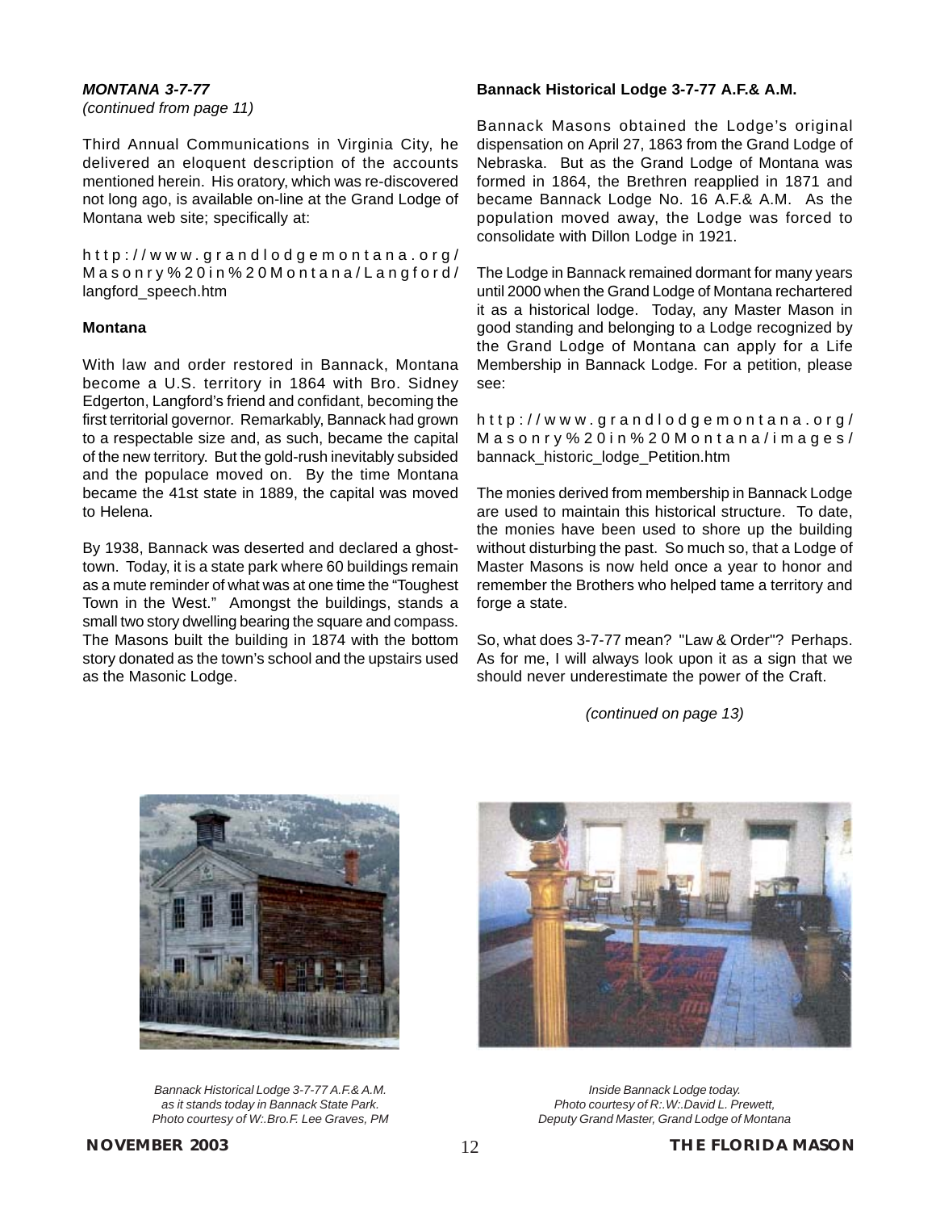***MONTANA 3-7-77***
*(continued from page 11)*

Third Annual Communications in Virginia City, he delivered an eloquent description of the accounts mentioned herein. His oratory, which was re-discovered not long ago, is available on-line at the Grand Lodge of Montana web site; specifically at:

http://www.grandlodgemontana.org/Masonry%20in%20Montana/Langford/langford_speech.htm

**Montana**

With law and order restored in Bannack, Montana become a U.S. territory in 1864 with Bro. Sidney Edgerton, Langford's friend and confidant, becoming the first territorial governor. Remarkably, Bannack had grown to a respectable size and, as such, became the capital of the new territory. But the gold-rush inevitably subsided and the populace moved on. By the time Montana became the 41st state in 1889, the capital was moved to Helena.

By 1938, Bannack was deserted and declared a ghost-town. Today, it is a state park where 60 buildings remain as a mute reminder of what was at one time the "Toughest Town in the West." Amongst the buildings, stands a small two story dwelling bearing the square and compass. The Masons built the building in 1874 with the bottom story donated as the town's school and the upstairs used as the Masonic Lodge.

**Bannack Historical Lodge 3-7-77 A.F.& A.M.**

Bannack Masons obtained the Lodge's original dispensation on April 27, 1863 from the Grand Lodge of Nebraska. But as the Grand Lodge of Montana was formed in 1864, the Brethren reapplied in 1871 and became Bannack Lodge No. 16 A.F.& A.M. As the population moved away, the Lodge was forced to consolidate with Dillon Lodge in 1921.

The Lodge in Bannack remained dormant for many years until 2000 when the Grand Lodge of Montana rechartered it as a historical lodge. Today, any Master Mason in good standing and belonging to a Lodge recognized by the Grand Lodge of Montana can apply for a Life Membership in Bannack Lodge. For a petition, please see:

http://www.grandlodgemontana.org/Masonry%20in%20Montana/images/bannack_historic_lodge_Petition.htm

The monies derived from membership in Bannack Lodge are used to maintain this historical structure. To date, the monies have been used to shore up the building without disturbing the past. So much so, that a Lodge of Master Masons is now held once a year to honor and remember the Brothers who helped tame a territory and forge a state.

So, what does 3-7-77 mean? "Law & Order"? Perhaps. As for me, I will always look upon it as a sign that we should never underestimate the power of the Craft.

*(continued on page 13)*

*Bannack Historical Lodge 3-7-77 A.F.& A.M. as it stands today in Bannack State Park. Photo courtesy of W:.Bro.F. Lee Graves, PM*

*Inside Bannack Lodge today. Photo courtesy of R:.W:.David L. Prewett, Deputy Grand Master, Grand Lodge of Montana*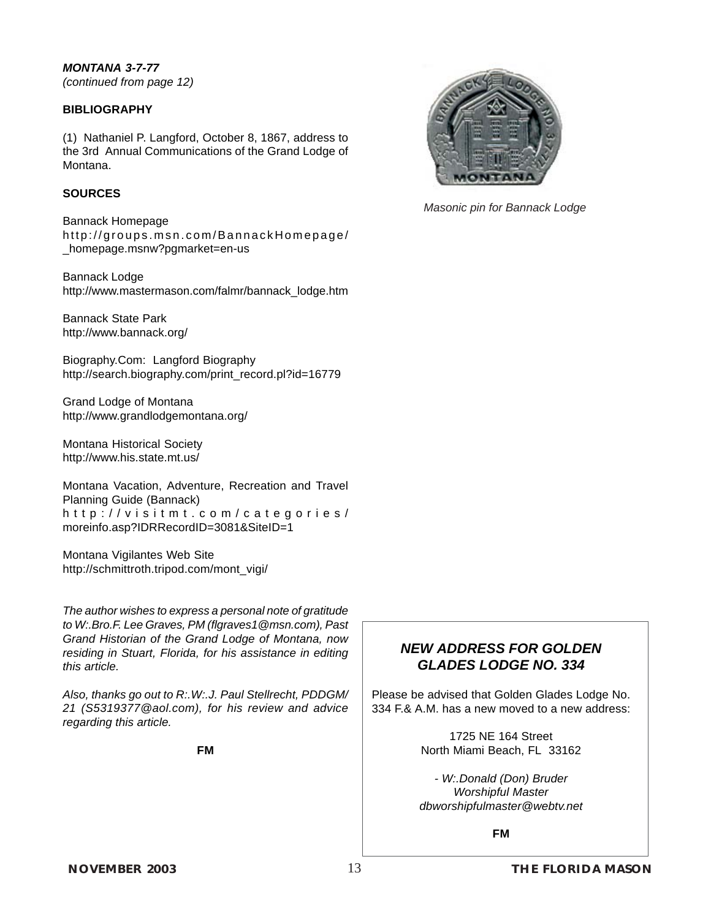***MONTANA 3-7-77***
*(continued from page 12)*

**BIBLIOGRAPHY**

(1) Nathaniel P. Langford, October 8, 1867, address to the 3rd Annual Communications of the Grand Lodge of Montana.

**SOURCES**

Bannack Homepage
http://groups.msn.com/BannackHomepage/_homepage.msnw?pgmarket=en-us

Bannack Lodge
http://www.mastermason.com/falmr/bannack_lodge.htm

Bannack State Park
http://www.bannack.org/

Biography.Com: Langford Biography
http://search.biography.com/print_record.pl?id=16779

Grand Lodge of Montana
http://www.grandlodgemontana.org/

Montana Historical Society
http://www.his.state.mt.us/

Montana Vacation, Adventure, Recreation and Travel Planning Guide (Bannack)
http://visitmt.com/categories/moreinfo.asp?IDRRecordID=3081&SiteID=1

Montana Vigilantes Web Site
http://schmittroth.tripod.com/mont_vigi/

*The author wishes to express a personal note of gratitude to W:.Bro.F. Lee Graves, PM (flgraves1@msn.com), Past Grand Historian of the Grand Lodge of Montana, now residing in Stuart, Florida, for his assistance in editing this article.*

*Also, thanks go out to R:.W:.J. Paul Stellrecht, PDDGM/21 (S5319377@aol.com), for his review and advice regarding this article.*

**FM**

*Masonic pin for Bannack Lodge*

### *NEW ADDRESS FOR GOLDEN GLADES LODGE NO. 334*

Please be advised that Golden Glades Lodge No. 334 F.& A.M. has a new moved to a new address:

1725 NE 164 Street
North Miami Beach, FL 33162

*- W:.Donald (Don) Bruder*
*Worshipful Master*
*dbworshipfulmaster@webtv.net*

**FM**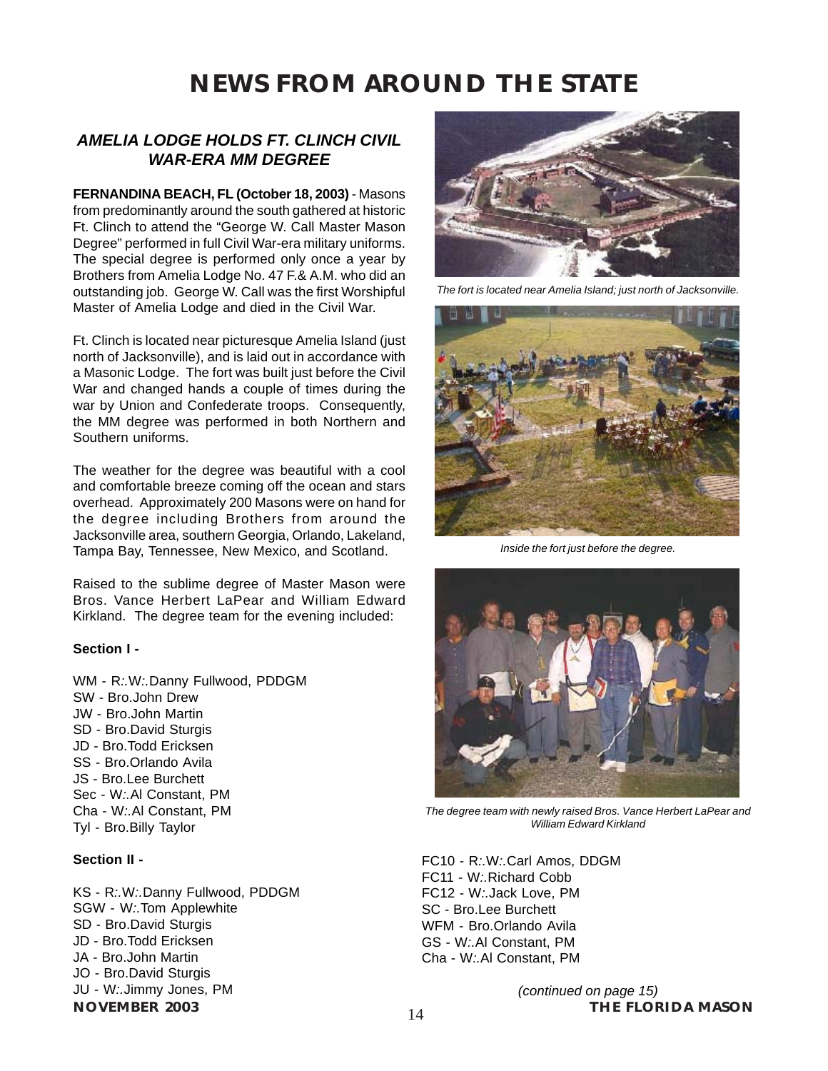# NEWS FROM AROUND THE STATE

## *AMELIA LODGE HOLDS FT. CLINCH CIVIL WAR-ERA MM DEGREE*

**FERNANDINA BEACH, FL (October 18, 2003)** - Masons from predominantly around the south gathered at historic Ft. Clinch to attend the "George W. Call Master Mason Degree" performed in full Civil War-era military uniforms. The special degree is performed only once a year by Brothers from Amelia Lodge No. 47 F.& A.M. who did an outstanding job. George W. Call was the first Worshipful Master of Amelia Lodge and died in the Civil War.

Ft. Clinch is located near picturesque Amelia Island (just north of Jacksonville), and is laid out in accordance with a Masonic Lodge. The fort was built just before the Civil War and changed hands a couple of times during the war by Union and Confederate troops. Consequently, the MM degree was performed in both Northern and Southern uniforms.

The weather for the degree was beautiful with a cool and comfortable breeze coming off the ocean and stars overhead. Approximately 200 Masons were on hand for the degree including Brothers from around the Jacksonville area, southern Georgia, Orlando, Lakeland, Tampa Bay, Tennessee, New Mexico, and Scotland.

Raised to the sublime degree of Master Mason were Bros. Vance Herbert LaPear and William Edward Kirkland. The degree team for the evening included:

**Section I -**

WM - R:.W:.Danny Fullwood, PDDGM
SW - Bro.John Drew
JW - Bro.John Martin
SD - Bro.David Sturgis
JD - Bro.Todd Ericksen
SS - Bro.Orlando Avila
JS - Bro.Lee Burchett
Sec - W:.Al Constant, PM
Cha - W:.Al Constant, PM
Tyl - Bro.Billy Taylor

**Section II -**

KS - R:.W:.Danny Fullwood, PDDGM
SGW - W:.Tom Applewhite
SD - Bro.David Sturgis
JD - Bro.Todd Ericksen
JA - Bro.John Martin
JO - Bro.David Sturgis
JU - W:.Jimmy Jones, PM

*The fort is located near Amelia Island; just north of Jacksonville.*

*Inside the fort just before the degree.*

*The degree team with newly raised Bros. Vance Herbert LaPear and William Edward Kirkland*

FC10 - R:.W:.Carl Amos, DDGM
FC11 - W:.Richard Cobb
FC12 - W:.Jack Love, PM
SC - Bro.Lee Burchett
WFM - Bro.Orlando Avila
GS - W:.Al Constant, PM
Cha - W:.Al Constant, PM

*(continued on page 15)*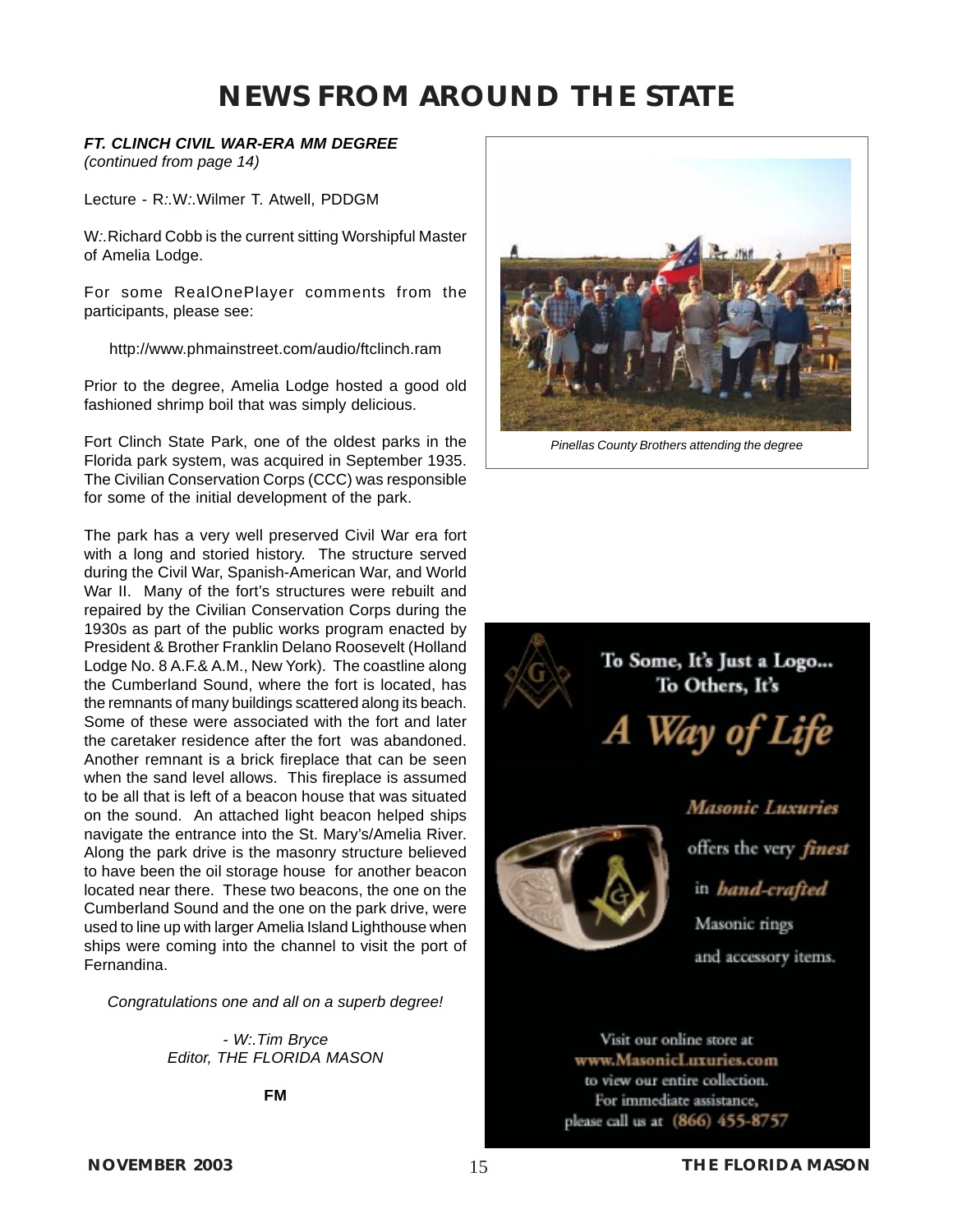# NEWS FROM AROUND THE STATE

***FT. CLINCH CIVIL WAR-ERA MM DEGREE***
*(continued from page 14)*

Lecture - R:.W:.Wilmer T. Atwell, PDDGM

W:.Richard Cobb is the current sitting Worshipful Master of Amelia Lodge.

For some RealOnePlayer comments from the participants, please see:

http://www.phmainstreet.com/audio/ftclinch.ram

Prior to the degree, Amelia Lodge hosted a good old fashioned shrimp boil that was simply delicious.

Fort Clinch State Park, one of the oldest parks in the Florida park system, was acquired in September 1935. The Civilian Conservation Corps (CCC) was responsible for some of the initial development of the park.

The park has a very well preserved Civil War era fort with a long and storied history. The structure served during the Civil War, Spanish-American War, and World War II. Many of the fort's structures were rebuilt and repaired by the Civilian Conservation Corps during the 1930s as part of the public works program enacted by President & Brother Franklin Delano Roosevelt (Holland Lodge No. 8 A.F.& A.M., New York). The coastline along the Cumberland Sound, where the fort is located, has the remnants of many buildings scattered along its beach. Some of these were associated with the fort and later the caretaker residence after the fort was abandoned. Another remnant is a brick fireplace that can be seen when the sand level allows. This fireplace is assumed to be all that is left of a beacon house that was situated on the sound. An attached light beacon helped ships navigate the entrance into the St. Mary's/Amelia River. Along the park drive is the masonry structure believed to have been the oil storage house for another beacon located near there. These two beacons, the one on the Cumberland Sound and the one on the park drive, were used to line up with larger Amelia Island Lighthouse when ships were coming into the channel to visit the port of Fernandina.

*Congratulations one and all on a superb degree!*

*- W:.Tim Bryce*
*Editor, THE FLORIDA MASON*

**FM**

*Pinellas County Brothers attending the degree*

To Some, It's Just a Logo...
To Others, It's

*A Way of Life*

*Masonic Luxuries* offers the very *finest* in *hand-crafted* Masonic rings and accessory items.

Visit our online store at www.MasonicLuxuries.com to view our entire collection.
For immediate assistance, please call us at (866) 455-8757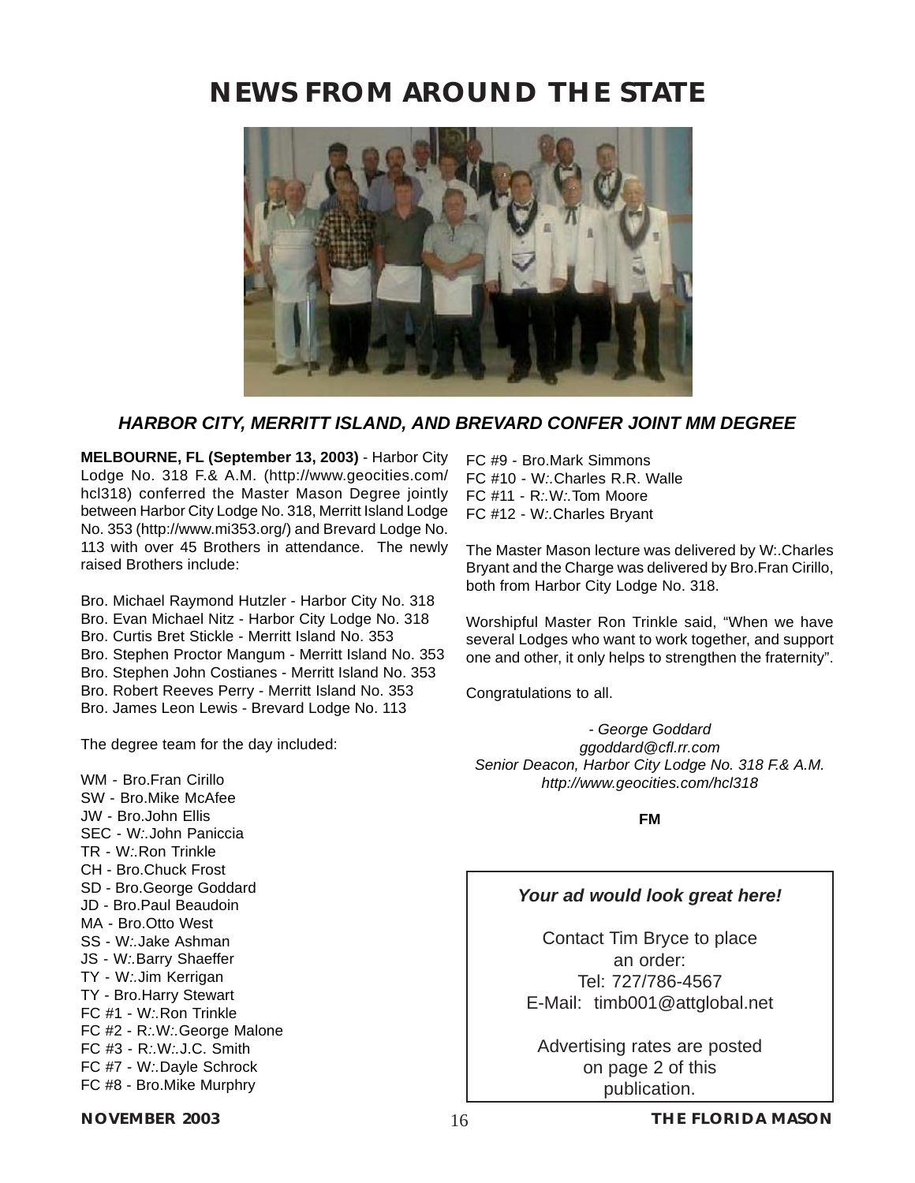# NEWS FROM AROUND THE STATE

***HARBOR CITY, MERRITT ISLAND, AND BREVARD CONFER JOINT MM DEGREE***

**MELBOURNE, FL (September 13, 2003)** - Harbor City Lodge No. 318 F.& A.M. (http://www.geocities.com/hcl318) conferred the Master Mason Degree jointly between Harbor City Lodge No. 318, Merritt Island Lodge No. 353 (http://www.mi353.org/) and Brevard Lodge No. 113 with over 45 Brothers in attendance. The newly raised Brothers include:

Bro. Michael Raymond Hutzler - Harbor City No. 318
Bro. Evan Michael Nitz - Harbor City Lodge No. 318
Bro. Curtis Bret Stickle - Merritt Island No. 353
Bro. Stephen Proctor Mangum - Merritt Island No. 353
Bro. Stephen John Costianes - Merritt Island No. 353
Bro. Robert Reeves Perry - Merritt Island No. 353
Bro. James Leon Lewis - Brevard Lodge No. 113

The degree team for the day included:

WM - Bro.Fran Cirillo
SW - Bro.Mike McAfee
JW - Bro.John Ellis
SEC - W:.John Paniccia
TR - W:.Ron Trinkle
CH - Bro.Chuck Frost
SD - Bro.George Goddard
JD - Bro.Paul Beaudoin
MA - Bro.Otto West
SS - W:.Jake Ashman
JS - W:.Barry Shaeffer
TY - W:.Jim Kerrigan
TY - Bro.Harry Stewart
FC #1 - W:.Ron Trinkle
FC #2 - R:.W:.George Malone
FC #3 - R:.W:.J.C. Smith
FC #7 - W:.Dayle Schrock
FC #8 - Bro.Mike Murphry
FC #9 - Bro.Mark Simmons
FC #10 - W:.Charles R.R. Walle
FC #11 - R:.W:.Tom Moore
FC #12 - W:.Charles Bryant

The Master Mason lecture was delivered by W:.Charles Bryant and the Charge was delivered by Bro.Fran Cirillo, both from Harbor City Lodge No. 318.

Worshipful Master Ron Trinkle said, “When we have several Lodges who want to work together, and support one and other, it only helps to strengthen the fraternity”.

Congratulations to all.

*- George Goddard*
*ggoddard@cfl.rr.com*
*Senior Deacon, Harbor City Lodge No. 318 F.& A.M.*
*http://www.geocities.com/hcl318*

**FM**

***Your ad would look great here!***

Contact Tim Bryce to place an order:
Tel: 727/786-4567
E-Mail: timb001@attglobal.net

Advertising rates are posted on page 2 of this publication.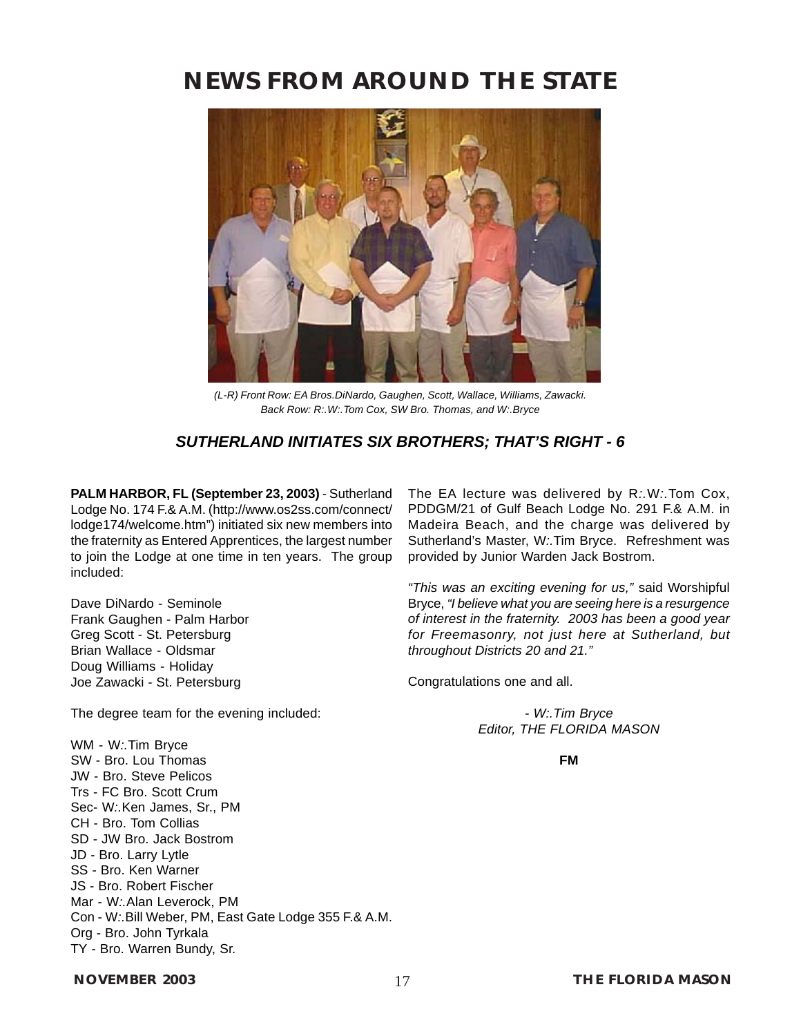# NEWS FROM AROUND THE STATE

*(L-R) Front Row: EA Bros.DiNardo, Gaughen, Scott, Wallace, Williams, Zawacki.*
*Back Row: R:.W:.Tom Cox, SW Bro. Thomas, and W:.Bryce*

### *SUTHERLAND INITIATES SIX BROTHERS; THAT'S RIGHT - 6*

**PALM HARBOR, FL (September 23, 2003)** - Sutherland Lodge No. 174 F.& A.M. (http://www.os2ss.com/connect/lodge174/welcome.htm") initiated six new members into the fraternity as Entered Apprentices, the largest number to join the Lodge at one time in ten years. The group included:

Dave DiNardo - Seminole
Frank Gaughen - Palm Harbor
Greg Scott - St. Petersburg
Brian Wallace - Oldsmar
Doug Williams - Holiday
Joe Zawacki - St. Petersburg

The degree team for the evening included:

WM - W:.Tim Bryce
SW - Bro. Lou Thomas
JW - Bro. Steve Pelicos
Trs - FC Bro. Scott Crum
Sec- W:.Ken James, Sr., PM
CH - Bro. Tom Collias
SD - JW Bro. Jack Bostrom
JD - Bro. Larry Lytle
SS - Bro. Ken Warner
JS - Bro. Robert Fischer
Mar - W:.Alan Leverock, PM
Con - W:.Bill Weber, PM, East Gate Lodge 355 F.& A.M.
Org - Bro. John Tyrkala
TY - Bro. Warren Bundy, Sr.

The EA lecture was delivered by R:.W:.Tom Cox, PDDGM/21 of Gulf Beach Lodge No. 291 F.& A.M. in Madeira Beach, and the charge was delivered by Sutherland's Master, W:.Tim Bryce. Refreshment was provided by Junior Warden Jack Bostrom.

*"This was an exciting evening for us,"* said Worshipful Bryce, *"I believe what you are seeing here is a resurgence of interest in the fraternity. 2003 has been a good year for Freemasonry, not just here at Sutherland, but throughout Districts 20 and 21."*

Congratulations one and all.

*- W:.Tim Bryce*
*Editor, THE FLORIDA MASON*

**FM**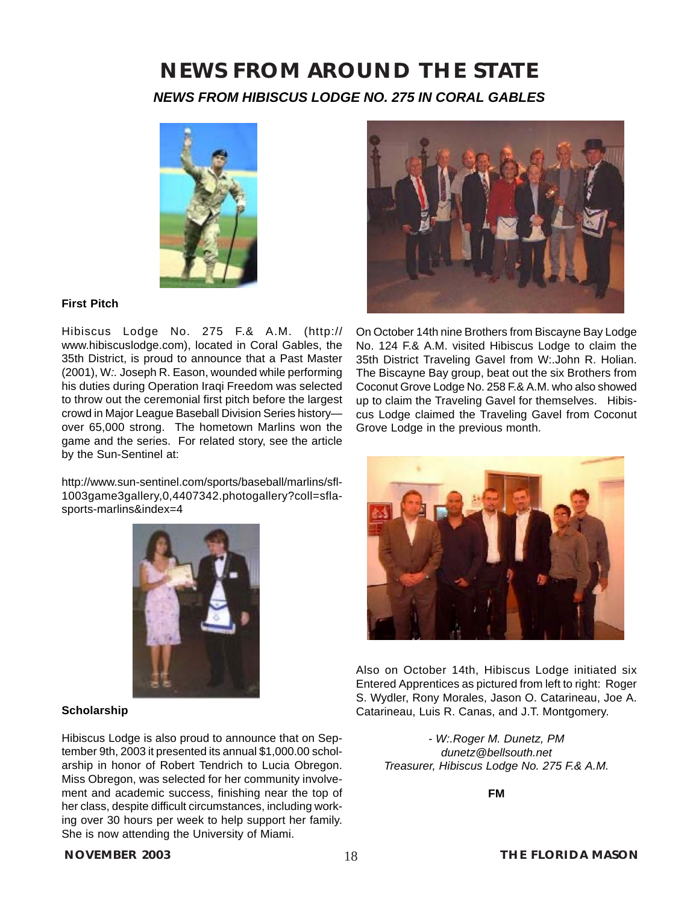# NEWS FROM AROUND THE STATE

## *NEWS FROM HIBISCUS LODGE NO. 275 IN CORAL GABLES*

**First Pitch**

Hibiscus Lodge No. 275 F.& A.M. (http://www.hibiscuslodge.com), located in Coral Gables, the 35th District, is proud to announce that a Past Master (2001), W:. Joseph R. Eason, wounded while performing his duties during Operation Iraqi Freedom was selected to throw out the ceremonial first pitch before the largest crowd in Major League Baseball Division Series history—over 65,000 strong. The hometown Marlins won the game and the series. For related story, see the article by the Sun-Sentinel at:

http://www.sun-sentinel.com/sports/baseball/marlins/sfl-1003game3gallery,0,4407342.photogallery?coll=sfla-sports-marlins&index=4

**Scholarship**

Hibiscus Lodge is also proud to announce that on September 9th, 2003 it presented its annual $1,000.00 scholarship in honor of Robert Tendrich to Lucia Obregon. Miss Obregon, was selected for her community involvement and academic success, finishing near the top of her class, despite difficult circumstances, including working over 30 hours per week to help support her family. She is now attending the University of Miami.

On October 14th nine Brothers from Biscayne Bay Lodge No. 124 F.& A.M. visited Hibiscus Lodge to claim the 35th District Traveling Gavel from W:.John R. Holian. The Biscayne Bay group, beat out the six Brothers from Coconut Grove Lodge No. 258 F.& A.M. who also showed up to claim the Traveling Gavel for themselves. Hibiscus Lodge claimed the Traveling Gavel from Coconut Grove Lodge in the previous month.

Also on October 14th, Hibiscus Lodge initiated six Entered Apprentices as pictured from left to right: Roger S. Wydler, Rony Morales, Jason O. Catarineau, Joe A. Catarineau, Luis R. Canas, and J.T. Montgomery.

*- W:.Roger M. Dunetz, PM*
*dunetz@bellsouth.net*
*Treasurer, Hibiscus Lodge No. 275 F.& A.M.*

**FM**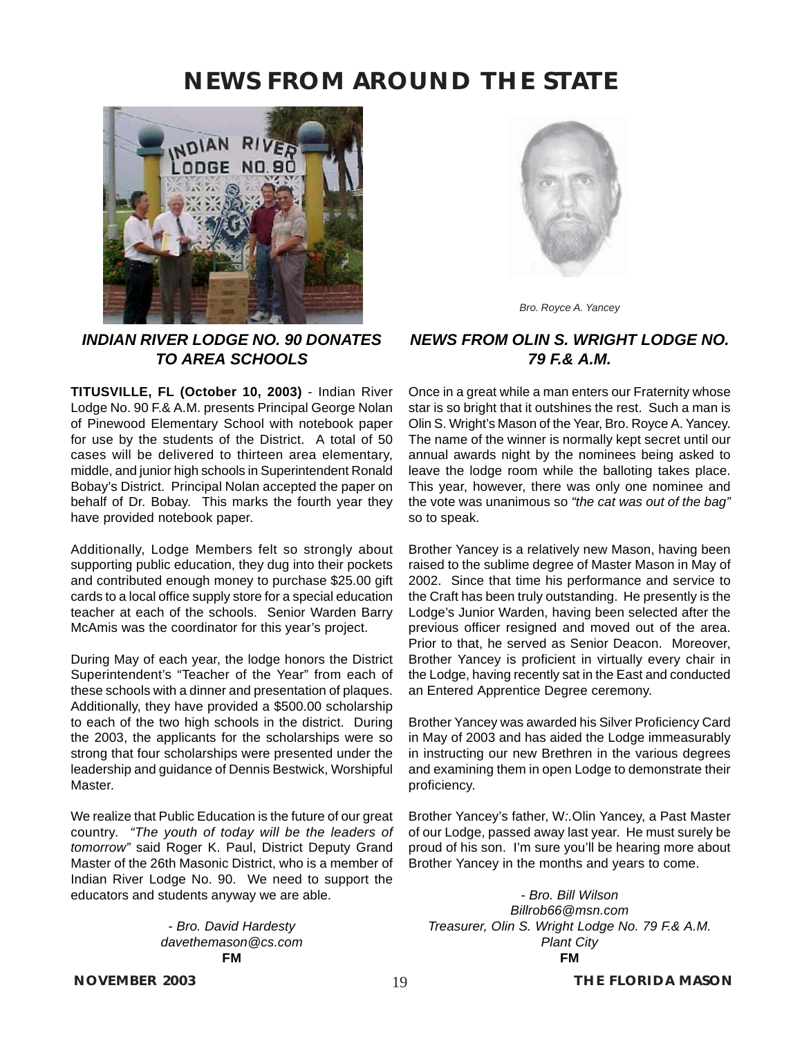# NEWS FROM AROUND THE STATE

## INDIAN RIVER LODGE NO. 90 DONATES TO AREA SCHOOLS

**TITUSVILLE, FL (October 10, 2003)** - Indian River Lodge No. 90 F.& A.M. presents Principal George Nolan of Pinewood Elementary School with notebook paper for use by the students of the District. A total of 50 cases will be delivered to thirteen area elementary, middle, and junior high schools in Superintendent Ronald Bobay's District. Principal Nolan accepted the paper on behalf of Dr. Bobay. This marks the fourth year they have provided notebook paper.

Additionally, Lodge Members felt so strongly about supporting public education, they dug into their pockets and contributed enough money to purchase $25.00 gift cards to a local office supply store for a special education teacher at each of the schools. Senior Warden Barry McAmis was the coordinator for this year's project.

During May of each year, the lodge honors the District Superintendent's "Teacher of the Year" from each of these schools with a dinner and presentation of plaques. Additionally, they have provided a $500.00 scholarship to each of the two high schools in the district. During the 2003, the applicants for the scholarships were so strong that four scholarships were presented under the leadership and guidance of Dennis Bestwick, Worshipful Master.

We realize that Public Education is the future of our great country. *"The youth of today will be the leaders of tomorrow"* said Roger K. Paul, District Deputy Grand Master of the 26th Masonic District, who is a member of Indian River Lodge No. 90. We need to support the educators and students anyway we are able.

*- Bro. David Hardesty*
*davethemason@cs.com*
**FM**

*Bro. Royce A. Yancey*

## NEWS FROM OLIN S. WRIGHT LODGE NO. 79 F.& A.M.

Once in a great while a man enters our Fraternity whose star is so bright that it outshines the rest. Such a man is Olin S. Wright's Mason of the Year, Bro. Royce A. Yancey. The name of the winner is normally kept secret until our annual awards night by the nominees being asked to leave the lodge room while the balloting takes place. This year, however, there was only one nominee and the vote was unanimous so *"the cat was out of the bag"* so to speak.

Brother Yancey is a relatively new Mason, having been raised to the sublime degree of Master Mason in May of 2002. Since that time his performance and service to the Craft has been truly outstanding. He presently is the Lodge's Junior Warden, having been selected after the previous officer resigned and moved out of the area. Prior to that, he served as Senior Deacon. Moreover, Brother Yancey is proficient in virtually every chair in the Lodge, having recently sat in the East and conducted an Entered Apprentice Degree ceremony.

Brother Yancey was awarded his Silver Proficiency Card in May of 2003 and has aided the Lodge immeasurably in instructing our new Brethren in the various degrees and examining them in open Lodge to demonstrate their proficiency.

Brother Yancey's father, W:.Olin Yancey, a Past Master of our Lodge, passed away last year. He must surely be proud of his son. I'm sure you'll be hearing more about Brother Yancey in the months and years to come.

*- Bro. Bill Wilson*
*Billrob66@msn.com*
*Treasurer, Olin S. Wright Lodge No. 79 F.& A.M.*
*Plant City*
**FM**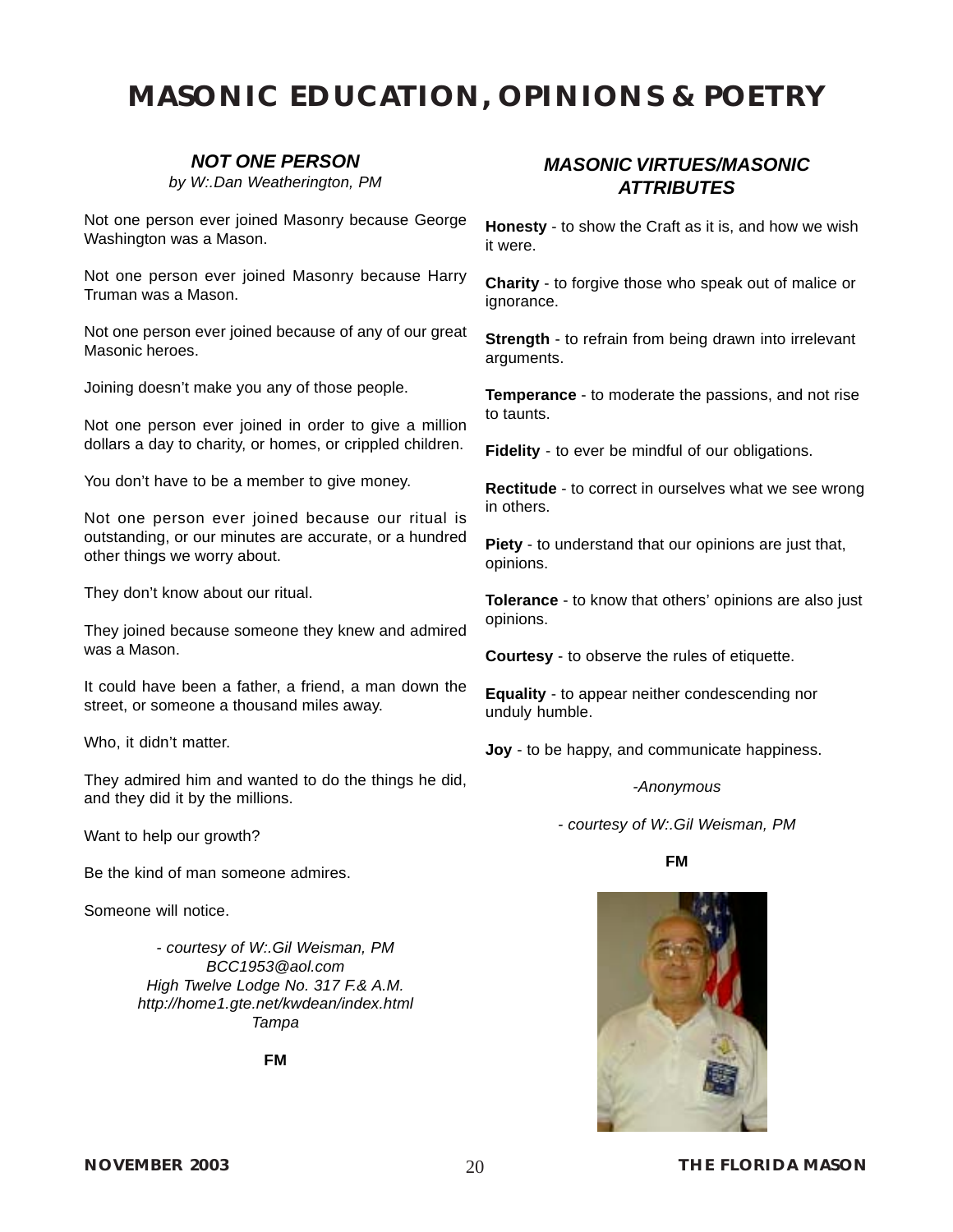# MASONIC EDUCATION, OPINIONS & POETRY

## *NOT ONE PERSON*

*by W:.Dan Weatherington, PM*

Not one person ever joined Masonry because George Washington was a Mason.

Not one person ever joined Masonry because Harry Truman was a Mason.

Not one person ever joined because of any of our great Masonic heroes.

Joining doesn't make you any of those people.

Not one person ever joined in order to give a million dollars a day to charity, or homes, or crippled children.

You don't have to be a member to give money.

Not one person ever joined because our ritual is outstanding, or our minutes are accurate, or a hundred other things we worry about.

They don't know about our ritual.

They joined because someone they knew and admired was a Mason.

It could have been a father, a friend, a man down the street, or someone a thousand miles away.

Who, it didn't matter.

They admired him and wanted to do the things he did, and they did it by the millions.

Want to help our growth?

Be the kind of man someone admires.

Someone will notice.

*- courtesy of W:.Gil Weisman, PM*
*BCC1953@aol.com*
*High Twelve Lodge No. 317 F.& A.M.*
*http://home1.gte.net/kwdean/index.html*
*Tampa*

**FM**

## *MASONIC VIRTUES/MASONIC ATTRIBUTES*

**Honesty** - to show the Craft as it is, and how we wish it were.

**Charity** - to forgive those who speak out of malice or ignorance.

**Strength** - to refrain from being drawn into irrelevant arguments.

**Temperance** - to moderate the passions, and not rise to taunts.

**Fidelity** - to ever be mindful of our obligations.

**Rectitude** - to correct in ourselves what we see wrong in others.

**Piety** - to understand that our opinions are just that, opinions.

**Tolerance** - to know that others' opinions are also just opinions.

**Courtesy** - to observe the rules of etiquette.

**Equality** - to appear neither condescending nor unduly humble.

**Joy** - to be happy, and communicate happiness.

*-Anonymous*

*- courtesy of W:.Gil Weisman, PM*

**FM**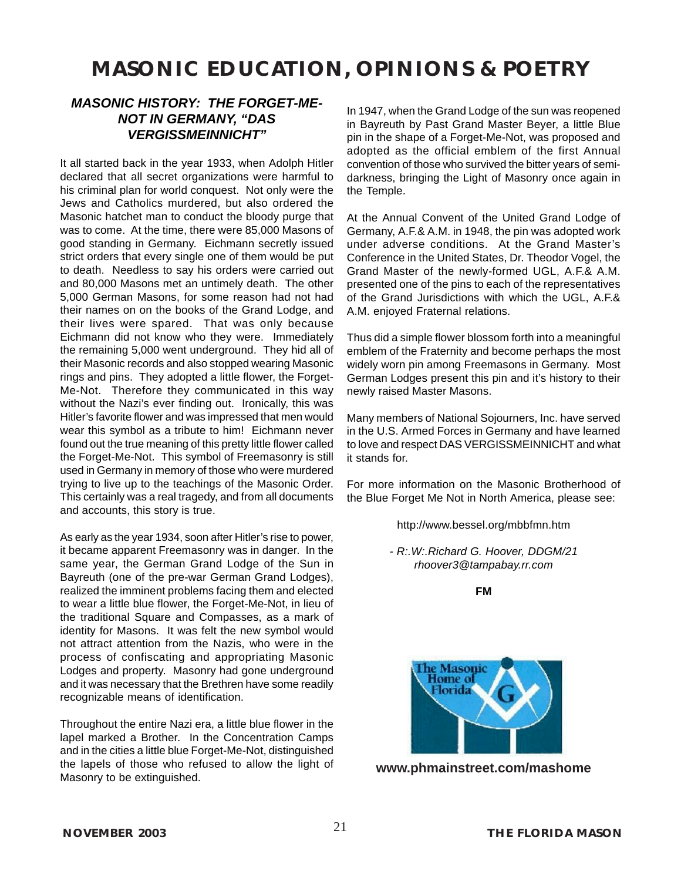# MASONIC EDUCATION, OPINIONS & POETRY

### *MASONIC HISTORY: THE FORGET-ME-NOT IN GERMANY, "DAS VERGISSMEINNICHT"*

It all started back in the year 1933, when Adolph Hitler declared that all secret organizations were harmful to his criminal plan for world conquest. Not only were the Jews and Catholics murdered, but also ordered the Masonic hatchet man to conduct the bloody purge that was to come. At the time, there were 85,000 Masons of good standing in Germany. Eichmann secretly issued strict orders that every single one of them would be put to death. Needless to say his orders were carried out and 80,000 Masons met an untimely death. The other 5,000 German Masons, for some reason had not had their names on on the books of the Grand Lodge, and their lives were spared. That was only because Eichmann did not know who they were. Immediately the remaining 5,000 went underground. They hid all of their Masonic records and also stopped wearing Masonic rings and pins. They adopted a little flower, the Forget-Me-Not. Therefore they communicated in this way without the Nazi's ever finding out. Ironically, this was Hitler's favorite flower and was impressed that men would wear this symbol as a tribute to him! Eichmann never found out the true meaning of this pretty little flower called the Forget-Me-Not. This symbol of Freemasonry is still used in Germany in memory of those who were murdered trying to live up to the teachings of the Masonic Order. This certainly was a real tragedy, and from all documents and accounts, this story is true.

As early as the year 1934, soon after Hitler's rise to power, it became apparent Freemasonry was in danger. In the same year, the German Grand Lodge of the Sun in Bayreuth (one of the pre-war German Grand Lodges), realized the imminent problems facing them and elected to wear a little blue flower, the Forget-Me-Not, in lieu of the traditional Square and Compasses, as a mark of identity for Masons. It was felt the new symbol would not attract attention from the Nazis, who were in the process of confiscating and appropriating Masonic Lodges and property. Masonry had gone underground and it was necessary that the Brethren have some readily recognizable means of identification.

Throughout the entire Nazi era, a little blue flower in the lapel marked a Brother. In the Concentration Camps and in the cities a little blue Forget-Me-Not, distinguished the lapels of those who refused to allow the light of Masonry to be extinguished.

In 1947, when the Grand Lodge of the sun was reopened in Bayreuth by Past Grand Master Beyer, a little Blue pin in the shape of a Forget-Me-Not, was proposed and adopted as the official emblem of the first Annual convention of those who survived the bitter years of semi-darkness, bringing the Light of Masonry once again in the Temple.

At the Annual Convent of the United Grand Lodge of Germany, A.F.& A.M. in 1948, the pin was adopted work under adverse conditions. At the Grand Master's Conference in the United States, Dr. Theodor Vogel, the Grand Master of the newly-formed UGL, A.F.& A.M. presented one of the pins to each of the representatives of the Grand Jurisdictions with which the UGL, A.F.& A.M. enjoyed Fraternal relations.

Thus did a simple flower blossom forth into a meaningful emblem of the Fraternity and become perhaps the most widely worn pin among Freemasons in Germany. Most German Lodges present this pin and it's history to their newly raised Master Masons.

Many members of National Sojourners, Inc. have served in the U.S. Armed Forces in Germany and have learned to love and respect DAS VERGISSMEINNICHT and what it stands for.

For more information on the Masonic Brotherhood of the Blue Forget Me Not in North America, please see:

http://www.bessel.org/mbbfmn.htm

*- R:.W:.Richard G. Hoover, DDGM/21*
*rhoover3@tampabay.rr.com*

**FM**

The Masonic Home of Florida

**www.phmainstreet.com/mashome**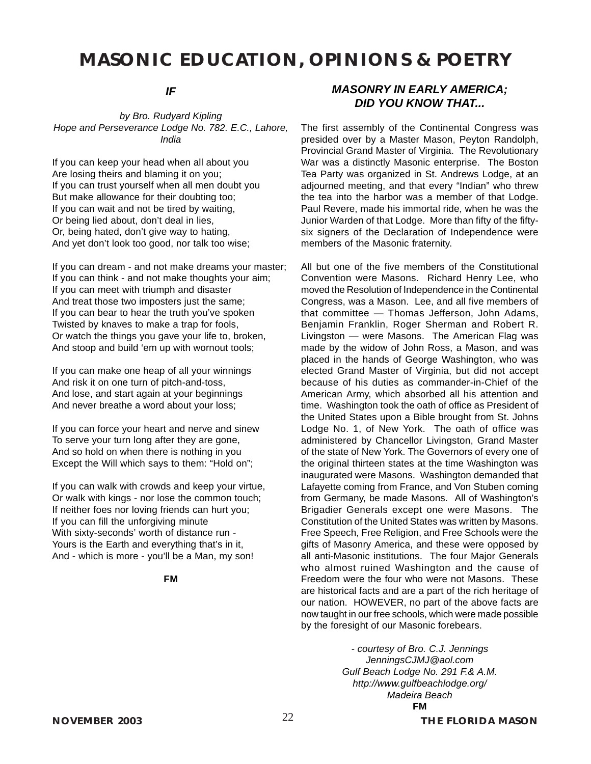# MASONIC EDUCATION, OPINIONS & POETRY

## *IF*

*by Bro. Rudyard Kipling*
*Hope and Perseverance Lodge No. 782. E.C., Lahore, India*

If you can keep your head when all about you
Are losing theirs and blaming it on you;
If you can trust yourself when all men doubt you
But make allowance for their doubting too;
If you can wait and not be tired by waiting,
Or being lied about, don't deal in lies,
Or, being hated, don't give way to hating,
And yet don't look too good, nor talk too wise;

If you can dream - and not make dreams your master;
If you can think - and not make thoughts your aim;
If you can meet with triumph and disaster
And treat those two imposters just the same;
If you can bear to hear the truth you've spoken
Twisted by knaves to make a trap for fools,
Or watch the things you gave your life to, broken,
And stoop and build 'em up with wornout tools;

If you can make one heap of all your winnings
And risk it on one turn of pitch-and-toss,
And lose, and start again at your beginnings
And never breathe a word about your loss;

If you can force your heart and nerve and sinew
To serve your turn long after they are gone,
And so hold on when there is nothing in you
Except the Will which says to them: "Hold on";

If you can walk with crowds and keep your virtue,
Or walk with kings - nor lose the common touch;
If neither foes nor loving friends can hurt you;
If you can fill the unforgiving minute
With sixty-seconds' worth of distance run -
Yours is the Earth and everything that's in it,
And - which is more - you'll be a Man, my son!

**FM**

## *MASONRY IN EARLY AMERICA; DID YOU KNOW THAT...*

The first assembly of the Continental Congress was presided over by a Master Mason, Peyton Randolph, Provincial Grand Master of Virginia. The Revolutionary War was a distinctly Masonic enterprise. The Boston Tea Party was organized in St. Andrews Lodge, at an adjourned meeting, and that every "Indian" who threw the tea into the harbor was a member of that Lodge. Paul Revere, made his immortal ride, when he was the Junior Warden of that Lodge. More than fifty of the fifty-six signers of the Declaration of Independence were members of the Masonic fraternity.

All but one of the five members of the Constitutional Convention were Masons. Richard Henry Lee, who moved the Resolution of Independence in the Continental Congress, was a Mason. Lee, and all five members of that committee — Thomas Jefferson, John Adams, Benjamin Franklin, Roger Sherman and Robert R. Livingston — were Masons. The American Flag was made by the widow of John Ross, a Mason, and was placed in the hands of George Washington, who was elected Grand Master of Virginia, but did not accept because of his duties as commander-in-Chief of the American Army, which absorbed all his attention and time. Washington took the oath of office as President of the United States upon a Bible brought from St. Johns Lodge No. 1, of New York. The oath of office was administered by Chancellor Livingston, Grand Master of the state of New York. The Governors of every one of the original thirteen states at the time Washington was inaugurated were Masons. Washington demanded that Lafayette coming from France, and Von Stuben coming from Germany, be made Masons. All of Washington's Brigadier Generals except one were Masons. The Constitution of the United States was written by Masons. Free Speech, Free Religion, and Free Schools were the gifts of Masonry America, and these were opposed by all anti-Masonic institutions. The four Major Generals who almost ruined Washington and the cause of Freedom were the four who were not Masons. These are historical facts and are a part of the rich heritage of our nation. HOWEVER, no part of the above facts are now taught in our free schools, which were made possible by the foresight of our Masonic forebears.

*- courtesy of Bro. C.J. Jennings*
*JenningsCJMJ@aol.com*
*Gulf Beach Lodge No. 291 F.& A.M.*
*http://www.gulfbeachlodge.org/*
*Madeira Beach*

**FM**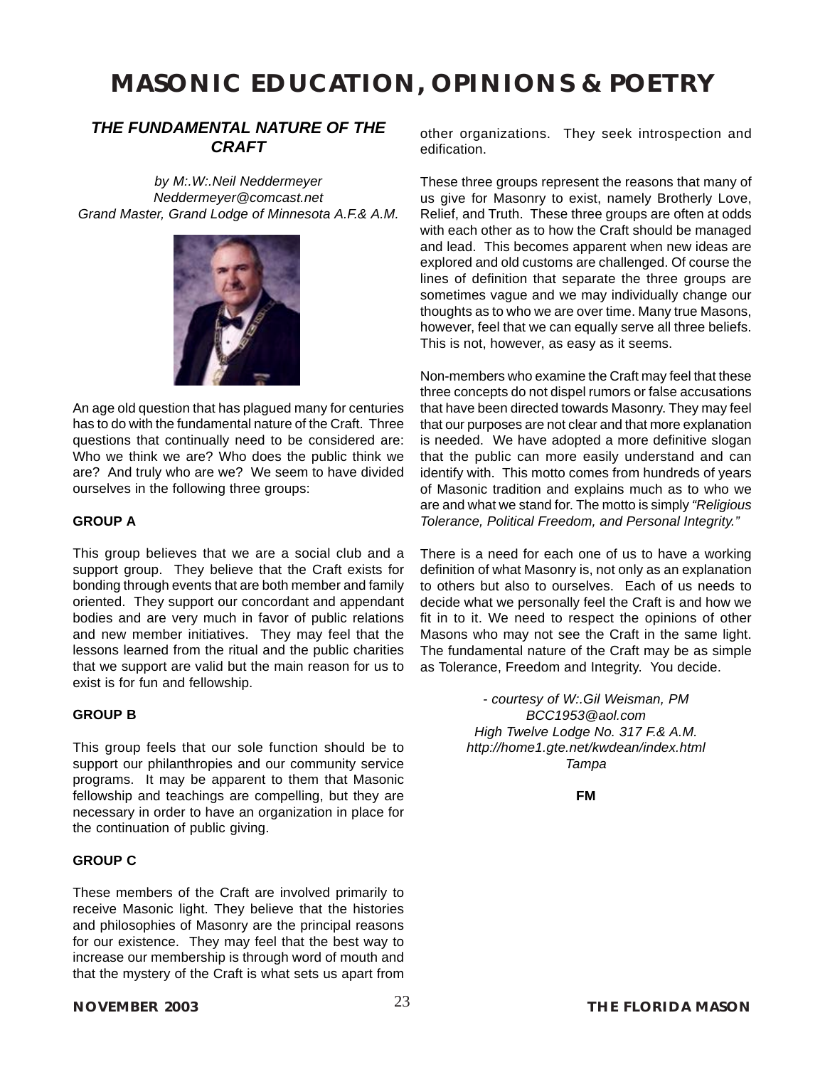# MASONIC EDUCATION, OPINIONS & POETRY

## *THE FUNDAMENTAL NATURE OF THE CRAFT*

*by M:.W:.Neil Neddermeyer*
*Neddermeyer@comcast.net*
*Grand Master, Grand Lodge of Minnesota A.F.& A.M.*

An age old question that has plagued many for centuries has to do with the fundamental nature of the Craft. Three questions that continually need to be considered are: Who we think we are? Who does the public think we are? And truly who are we? We seem to have divided ourselves in the following three groups:

**GROUP A**

This group believes that we are a social club and a support group. They believe that the Craft exists for bonding through events that are both member and family oriented. They support our concordant and appendant bodies and are very much in favor of public relations and new member initiatives. They may feel that the lessons learned from the ritual and the public charities that we support are valid but the main reason for us to exist is for fun and fellowship.

**GROUP B**

This group feels that our sole function should be to support our philanthropies and our community service programs. It may be apparent to them that Masonic fellowship and teachings are compelling, but they are necessary in order to have an organization in place for the continuation of public giving.

**GROUP C**

These members of the Craft are involved primarily to receive Masonic light. They believe that the histories and philosophies of Masonry are the principal reasons for our existence. They may feel that the best way to increase our membership is through word of mouth and that the mystery of the Craft is what sets us apart from other organizations. They seek introspection and edification.

These three groups represent the reasons that many of us give for Masonry to exist, namely Brotherly Love, Relief, and Truth. These three groups are often at odds with each other as to how the Craft should be managed and lead. This becomes apparent when new ideas are explored and old customs are challenged. Of course the lines of definition that separate the three groups are sometimes vague and we may individually change our thoughts as to who we are over time. Many true Masons, however, feel that we can equally serve all three beliefs. This is not, however, as easy as it seems.

Non-members who examine the Craft may feel that these three concepts do not dispel rumors or false accusations that have been directed towards Masonry. They may feel that our purposes are not clear and that more explanation is needed. We have adopted a more definitive slogan that the public can more easily understand and can identify with. This motto comes from hundreds of years of Masonic tradition and explains much as to who we are and what we stand for. The motto is simply *"Religious Tolerance, Political Freedom, and Personal Integrity."*

There is a need for each one of us to have a working definition of what Masonry is, not only as an explanation to others but also to ourselves. Each of us needs to decide what we personally feel the Craft is and how we fit in to it. We need to respect the opinions of other Masons who may not see the Craft in the same light. The fundamental nature of the Craft may be as simple as Tolerance, Freedom and Integrity. You decide.

*- courtesy of W:.Gil Weisman, PM*
*BCC1953@aol.com*
*High Twelve Lodge No. 317 F.& A.M.*
*http://home1.gte.net/kwdean/index.html*
*Tampa*

**FM**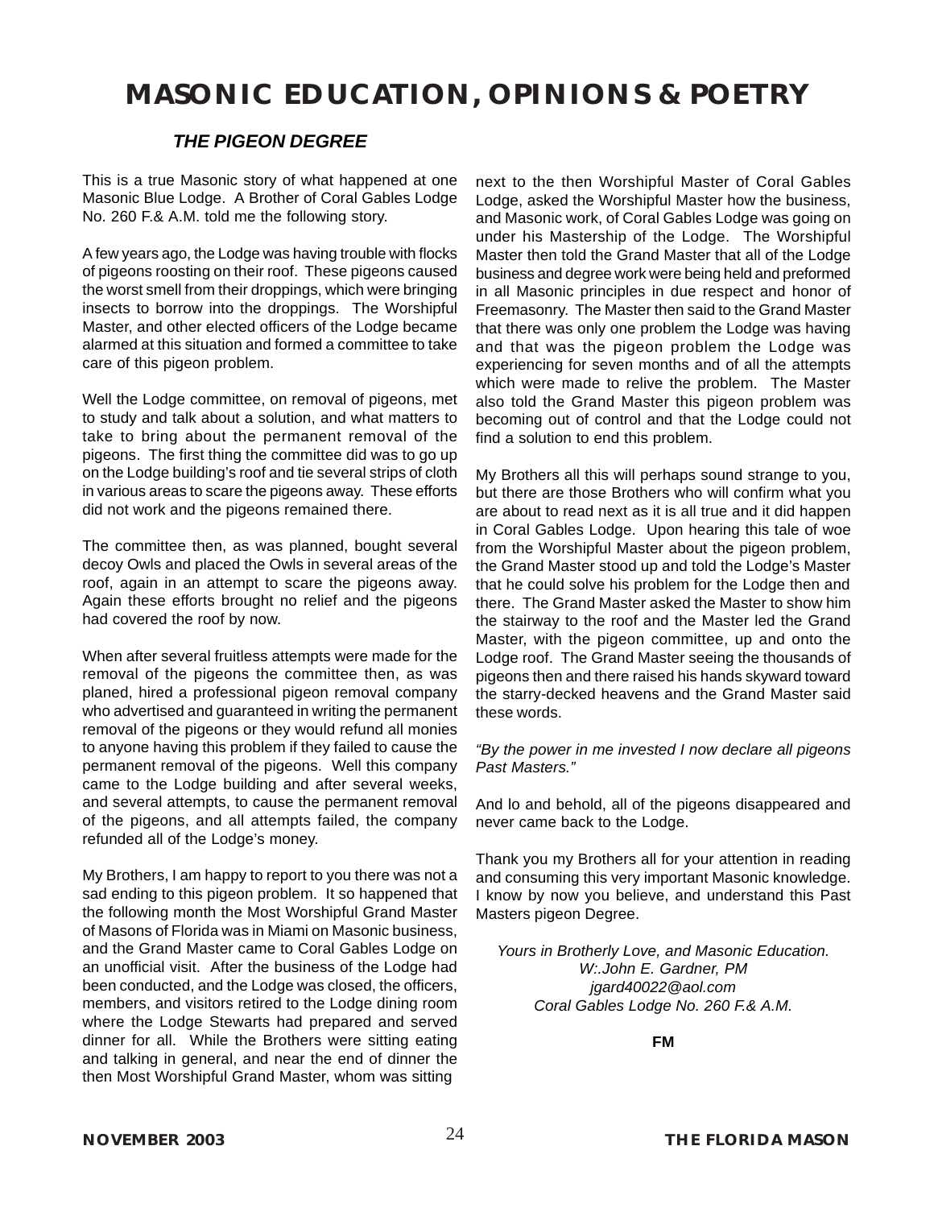# MASONIC EDUCATION, OPINIONS & POETRY

## *THE PIGEON DEGREE*

This is a true Masonic story of what happened at one Masonic Blue Lodge. A Brother of Coral Gables Lodge No. 260 F.& A.M. told me the following story.

A few years ago, the Lodge was having trouble with flocks of pigeons roosting on their roof. These pigeons caused the worst smell from their droppings, which were bringing insects to borrow into the droppings. The Worshipful Master, and other elected officers of the Lodge became alarmed at this situation and formed a committee to take care of this pigeon problem.

Well the Lodge committee, on removal of pigeons, met to study and talk about a solution, and what matters to take to bring about the permanent removal of the pigeons. The first thing the committee did was to go up on the Lodge building's roof and tie several strips of cloth in various areas to scare the pigeons away. These efforts did not work and the pigeons remained there.

The committee then, as was planned, bought several decoy Owls and placed the Owls in several areas of the roof, again in an attempt to scare the pigeons away. Again these efforts brought no relief and the pigeons had covered the roof by now.

When after several fruitless attempts were made for the removal of the pigeons the committee then, as was planed, hired a professional pigeon removal company who advertised and guaranteed in writing the permanent removal of the pigeons or they would refund all monies to anyone having this problem if they failed to cause the permanent removal of the pigeons. Well this company came to the Lodge building and after several weeks, and several attempts, to cause the permanent removal of the pigeons, and all attempts failed, the company refunded all of the Lodge's money.

My Brothers, I am happy to report to you there was not a sad ending to this pigeon problem. It so happened that the following month the Most Worshipful Grand Master of Masons of Florida was in Miami on Masonic business, and the Grand Master came to Coral Gables Lodge on an unofficial visit. After the business of the Lodge had been conducted, and the Lodge was closed, the officers, members, and visitors retired to the Lodge dining room where the Lodge Stewarts had prepared and served dinner for all. While the Brothers were sitting eating and talking in general, and near the end of dinner the then Most Worshipful Grand Master, whom was sitting next to the then Worshipful Master of Coral Gables Lodge, asked the Worshipful Master how the business, and Masonic work, of Coral Gables Lodge was going on under his Mastership of the Lodge. The Worshipful Master then told the Grand Master that all of the Lodge business and degree work were being held and preformed in all Masonic principles in due respect and honor of Freemasonry. The Master then said to the Grand Master that there was only one problem the Lodge was having and that was the pigeon problem the Lodge was experiencing for seven months and of all the attempts which were made to relive the problem. The Master also told the Grand Master this pigeon problem was becoming out of control and that the Lodge could not find a solution to end this problem.

My Brothers all this will perhaps sound strange to you, but there are those Brothers who will confirm what you are about to read next as it is all true and it did happen in Coral Gables Lodge. Upon hearing this tale of woe from the Worshipful Master about the pigeon problem, the Grand Master stood up and told the Lodge's Master that he could solve his problem for the Lodge then and there. The Grand Master asked the Master to show him the stairway to the roof and the Master led the Grand Master, with the pigeon committee, up and onto the Lodge roof. The Grand Master seeing the thousands of pigeons then and there raised his hands skyward toward the starry-decked heavens and the Grand Master said these words.

*"By the power in me invested I now declare all pigeons Past Masters."*

And lo and behold, all of the pigeons disappeared and never came back to the Lodge.

Thank you my Brothers all for your attention in reading and consuming this very important Masonic knowledge. I know by now you believe, and understand this Past Masters pigeon Degree.

*Yours in Brotherly Love, and Masonic Education.*
*W:.John E. Gardner, PM*
*jgard40022@aol.com*
*Coral Gables Lodge No. 260 F.& A.M.*

**FM**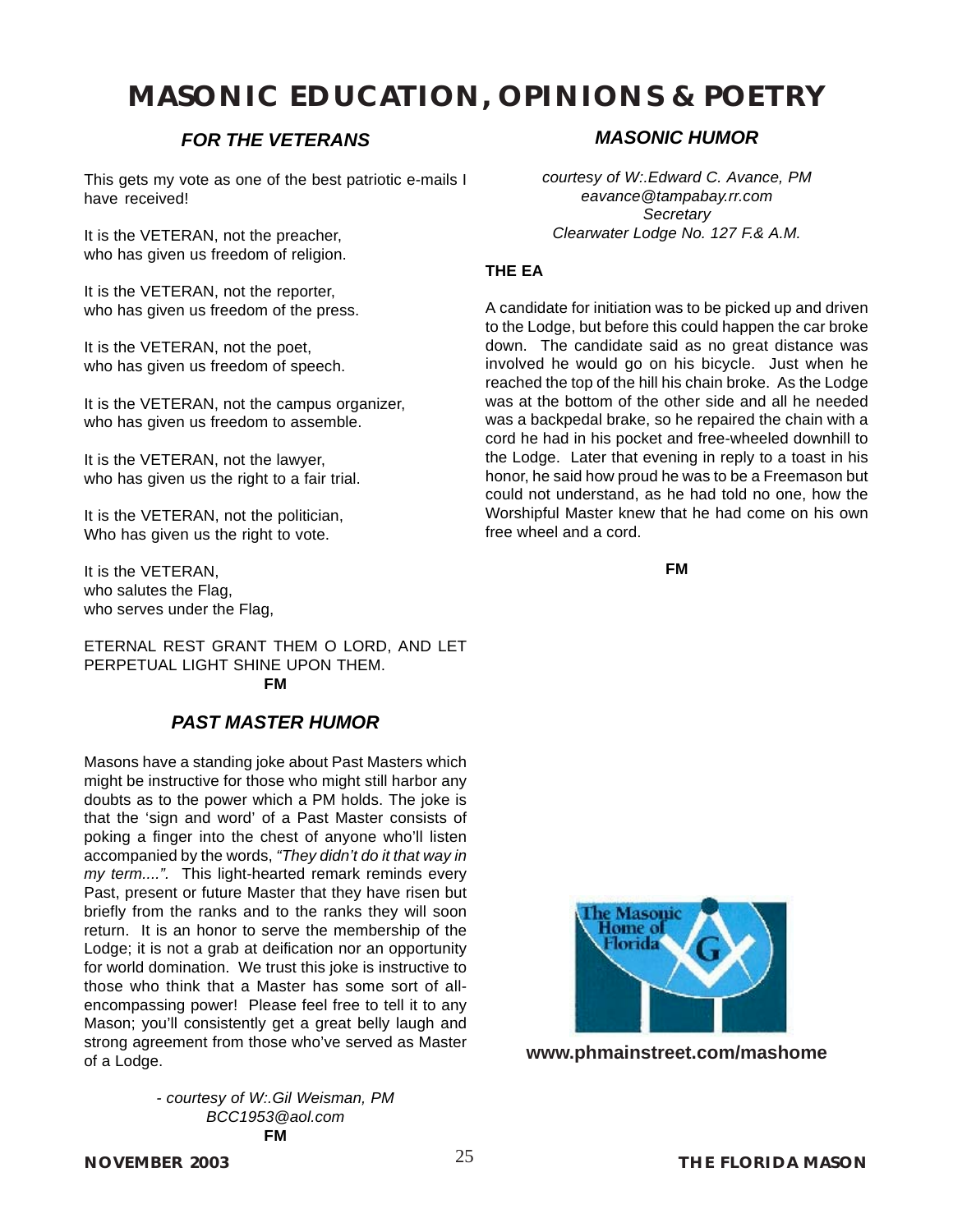# MASONIC EDUCATION, OPINIONS & POETRY

## *FOR THE VETERANS*

This gets my vote as one of the best patriotic e-mails I have received!

It is the VETERAN, not the preacher,
who has given us freedom of religion.

It is the VETERAN, not the reporter,
who has given us freedom of the press.

It is the VETERAN, not the poet,
who has given us freedom of speech.

It is the VETERAN, not the campus organizer,
who has given us freedom to assemble.

It is the VETERAN, not the lawyer,
who has given us the right to a fair trial.

It is the VETERAN, not the politician,
Who has given us the right to vote.

It is the VETERAN,
who salutes the Flag,
who serves under the Flag,

ETERNAL REST GRANT THEM O LORD, AND LET PERPETUAL LIGHT SHINE UPON THEM.

**FM**

## *PAST MASTER HUMOR*

Masons have a standing joke about Past Masters which might be instructive for those who might still harbor any doubts as to the power which a PM holds. The joke is that the 'sign and word' of a Past Master consists of poking a finger into the chest of anyone who'll listen accompanied by the words, *"They didn't do it that way in my term...."*. This light-hearted remark reminds every Past, present or future Master that they have risen but briefly from the ranks and to the ranks they will soon return. It is an honor to serve the membership of the Lodge; it is not a grab at deification nor an opportunity for world domination. We trust this joke is instructive to those who think that a Master has some sort of all-encompassing power! Please feel free to tell it to any Mason; you'll consistently get a great belly laugh and strong agreement from those who've served as Master of a Lodge.

*- courtesy of W:.Gil Weisman, PM*
*BCC1953@aol.com*
**FM**

## *MASONIC HUMOR*

*courtesy of W:.Edward C. Avance, PM*
*eavance@tampabay.rr.com*
*Secretary*
*Clearwater Lodge No. 127 F.& A.M.*

**THE EA**

A candidate for initiation was to be picked up and driven to the Lodge, but before this could happen the car broke down. The candidate said as no great distance was involved he would go on his bicycle. Just when he reached the top of the hill his chain broke. As the Lodge was at the bottom of the other side and all he needed was a backpedal brake, so he repaired the chain with a cord he had in his pocket and free-wheeled downhill to the Lodge. Later that evening in reply to a toast in his honor, he said how proud he was to be a Freemason but could not understand, as he had told no one, how the Worshipful Master knew that he had come on his own free wheel and a cord.

**FM**

The Masonic Home of Florida

**www.phmainstreet.com/mashome**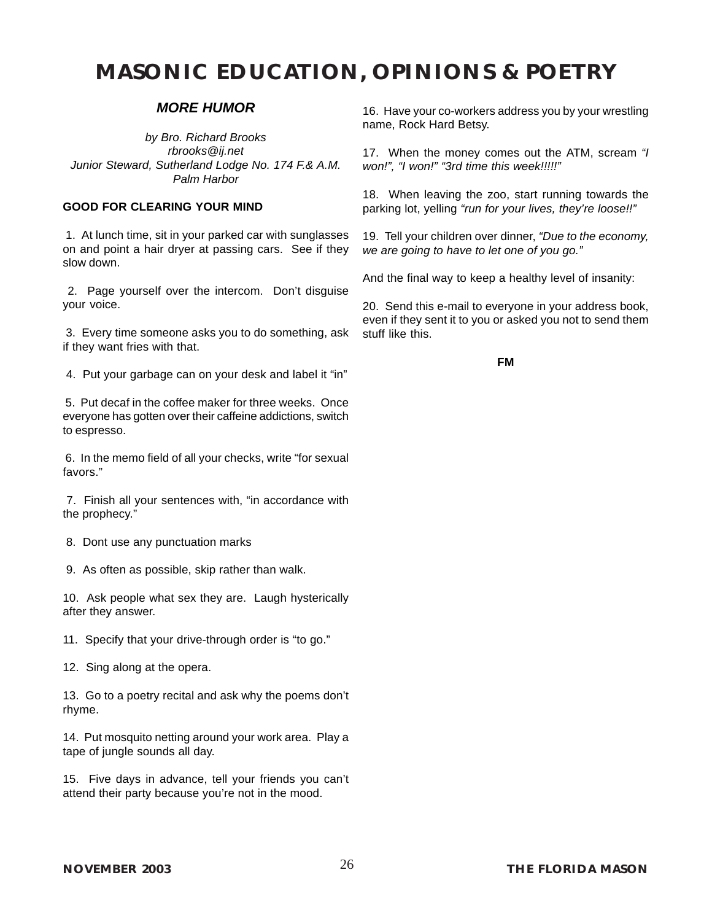# MASONIC EDUCATION, OPINIONS & POETRY

## *MORE HUMOR*

*by Bro. Richard Brooks*
*rbrooks@ij.net*
*Junior Steward, Sutherland Lodge No. 174 F.& A.M.*
*Palm Harbor*

**GOOD FOR CLEARING YOUR MIND**

1. At lunch time, sit in your parked car with sunglasses on and point a hair dryer at passing cars. See if they slow down.

2. Page yourself over the intercom. Don't disguise your voice.

3. Every time someone asks you to do something, ask if they want fries with that.

4. Put your garbage can on your desk and label it "in"

5. Put decaf in the coffee maker for three weeks. Once everyone has gotten over their caffeine addictions, switch to espresso.

6. In the memo field of all your checks, write "for sexual favors."

7. Finish all your sentences with, "in accordance with the prophecy."

8. Dont use any punctuation marks

9. As often as possible, skip rather than walk.

10. Ask people what sex they are. Laugh hysterically after they answer.

11. Specify that your drive-through order is "to go."

12. Sing along at the opera.

13. Go to a poetry recital and ask why the poems don't rhyme.

14. Put mosquito netting around your work area. Play a tape of jungle sounds all day.

15. Five days in advance, tell your friends you can't attend their party because you're not in the mood.

16. Have your co-workers address you by your wrestling name, Rock Hard Betsy.

17. When the money comes out the ATM, scream *"I won!", "I won!" "3rd time this week!!!!!"*

18. When leaving the zoo, start running towards the parking lot, yelling *"run for your lives, they're loose!!"*

19. Tell your children over dinner, *"Due to the economy, we are going to have to let one of you go."*

And the final way to keep a healthy level of insanity:

20. Send this e-mail to everyone in your address book, even if they sent it to you or asked you not to send them stuff like this.

**FM**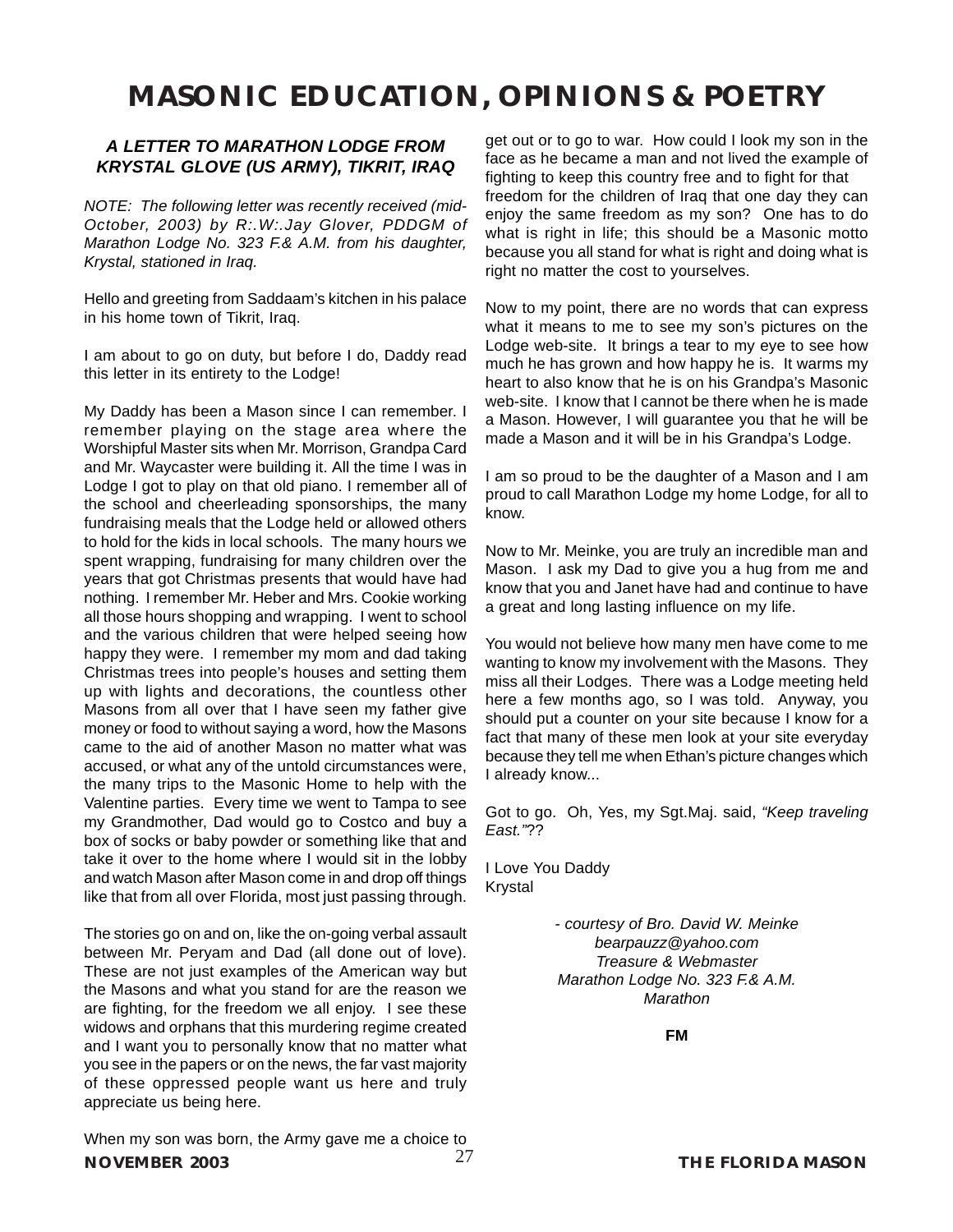# MASONIC EDUCATION, OPINIONS & POETRY

### *A LETTER TO MARATHON LODGE FROM KRYSTAL GLOVE (US ARMY), TIKRIT, IRAQ*

*NOTE: The following letter was recently received (mid-October, 2003) by R:.W:.Jay Glover, PDDGM of Marathon Lodge No. 323 F.& A.M. from his daughter, Krystal, stationed in Iraq.*

Hello and greeting from Saddaam's kitchen in his palace in his home town of Tikrit, Iraq.

I am about to go on duty, but before I do, Daddy read this letter in its entirety to the Lodge!

My Daddy has been a Mason since I can remember. I remember playing on the stage area where the Worshipful Master sits when Mr. Morrison, Grandpa Card and Mr. Waycaster were building it. All the time I was in Lodge I got to play on that old piano. I remember all of the school and cheerleading sponsorships, the many fundraising meals that the Lodge held or allowed others to hold for the kids in local schools. The many hours we spent wrapping, fundraising for many children over the years that got Christmas presents that would have had nothing. I remember Mr. Heber and Mrs. Cookie working all those hours shopping and wrapping. I went to school and the various children that were helped seeing how happy they were. I remember my mom and dad taking Christmas trees into people's houses and setting them up with lights and decorations, the countless other Masons from all over that I have seen my father give money or food to without saying a word, how the Masons came to the aid of another Mason no matter what was accused, or what any of the untold circumstances were, the many trips to the Masonic Home to help with the Valentine parties. Every time we went to Tampa to see my Grandmother, Dad would go to Costco and buy a box of socks or baby powder or something like that and take it over to the home where I would sit in the lobby and watch Mason after Mason come in and drop off things like that from all over Florida, most just passing through.

The stories go on and on, like the on-going verbal assault between Mr. Peryam and Dad (all done out of love). These are not just examples of the American way but the Masons and what you stand for are the reason we are fighting, for the freedom we all enjoy. I see these widows and orphans that this murdering regime created and I want you to personally know that no matter what you see in the papers or on the news, the far vast majority of these oppressed people want us here and truly appreciate us being here.

When my son was born, the Army gave me a choice to get out or to go to war. How could I look my son in the face as he became a man and not lived the example of fighting to keep this country free and to fight for that freedom for the children of Iraq that one day they can enjoy the same freedom as my son? One has to do what is right in life; this should be a Masonic motto because you all stand for what is right and doing what is right no matter the cost to yourselves.

Now to my point, there are no words that can express what it means to me to see my son's pictures on the Lodge web-site. It brings a tear to my eye to see how much he has grown and how happy he is. It warms my heart to also know that he is on his Grandpa's Masonic web-site. I know that I cannot be there when he is made a Mason. However, I will guarantee you that he will be made a Mason and it will be in his Grandpa's Lodge.

I am so proud to be the daughter of a Mason and I am proud to call Marathon Lodge my home Lodge, for all to know.

Now to Mr. Meinke, you are truly an incredible man and Mason. I ask my Dad to give you a hug from me and know that you and Janet have had and continue to have a great and long lasting influence on my life.

You would not believe how many men have come to me wanting to know my involvement with the Masons. They miss all their Lodges. There was a Lodge meeting held here a few months ago, so I was told. Anyway, you should put a counter on your site because I know for a fact that many of these men look at your site everyday because they tell me when Ethan's picture changes which I already know...

Got to go. Oh, Yes, my Sgt.Maj. said, *"Keep traveling East."*??

I Love You Daddy
Krystal

*- courtesy of Bro. David W. Meinke*
*bearpauzz@yahoo.com*
*Treasure & Webmaster*
*Marathon Lodge No. 323 F.& A.M.*
*Marathon*

**FM**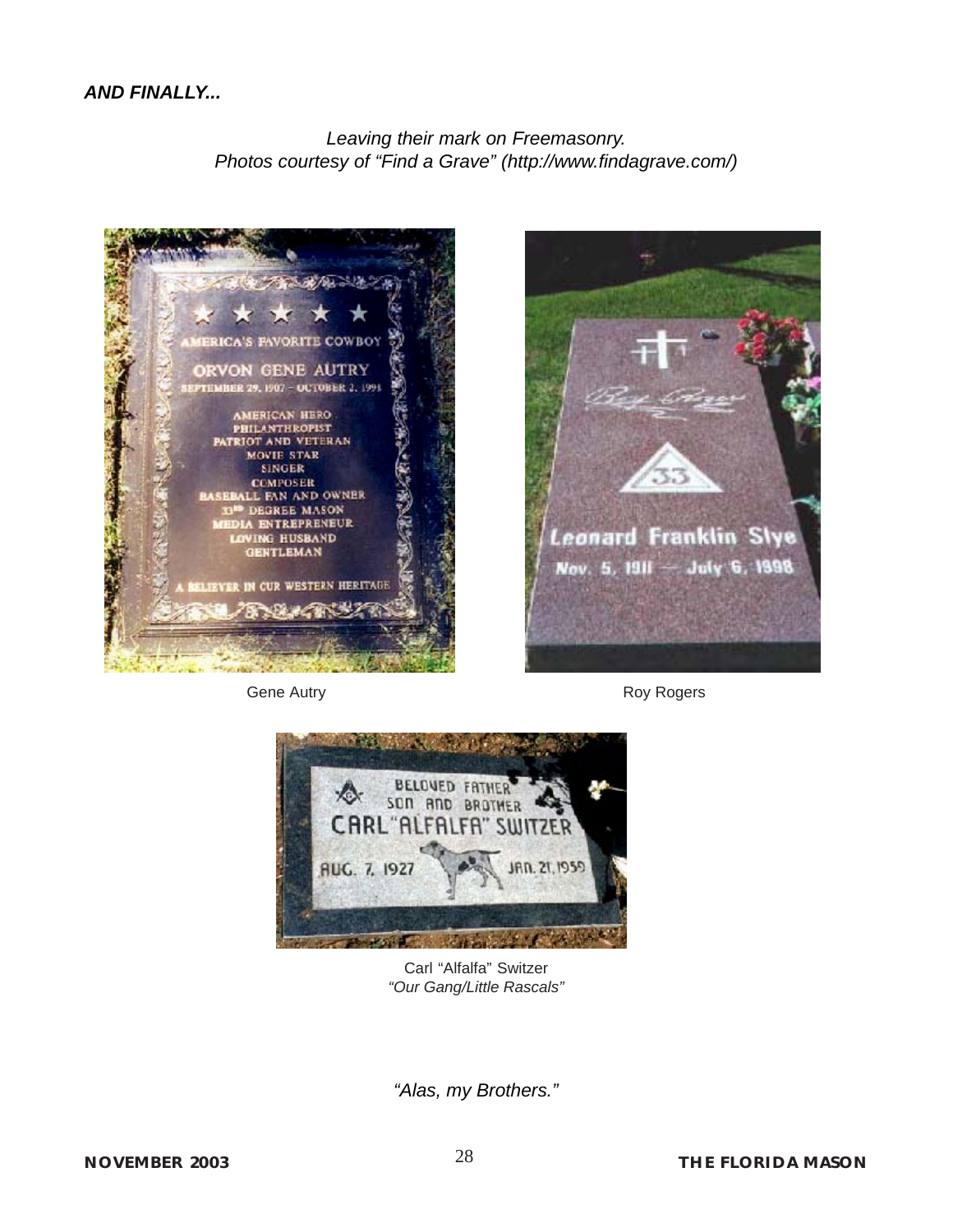***AND FINALLY...***

*Leaving their mark on Freemasonry.*
*Photos courtesy of "Find a Grave" (http://www.findagrave.com/)*

Gene Autry

Roy Rogers

Carl "Alfalfa" Switzer
*"Our Gang/Little Rascals"*

*"Alas, my Brothers."*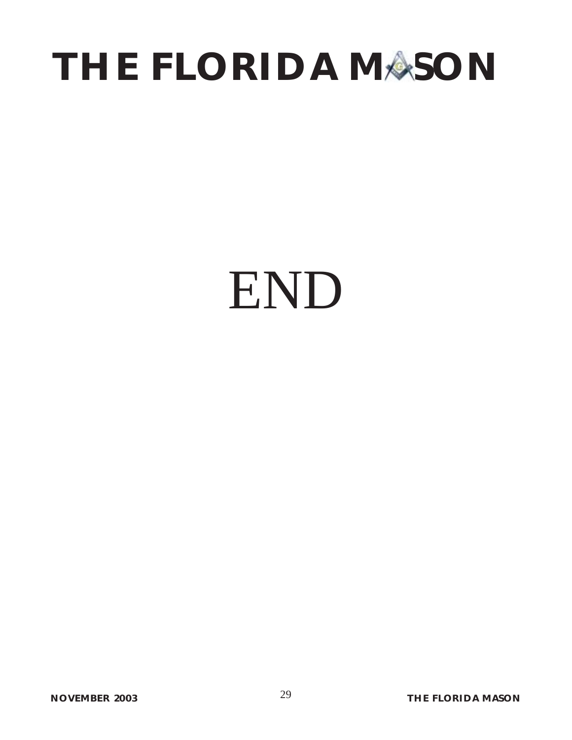# THE FLORIDA MASON

END